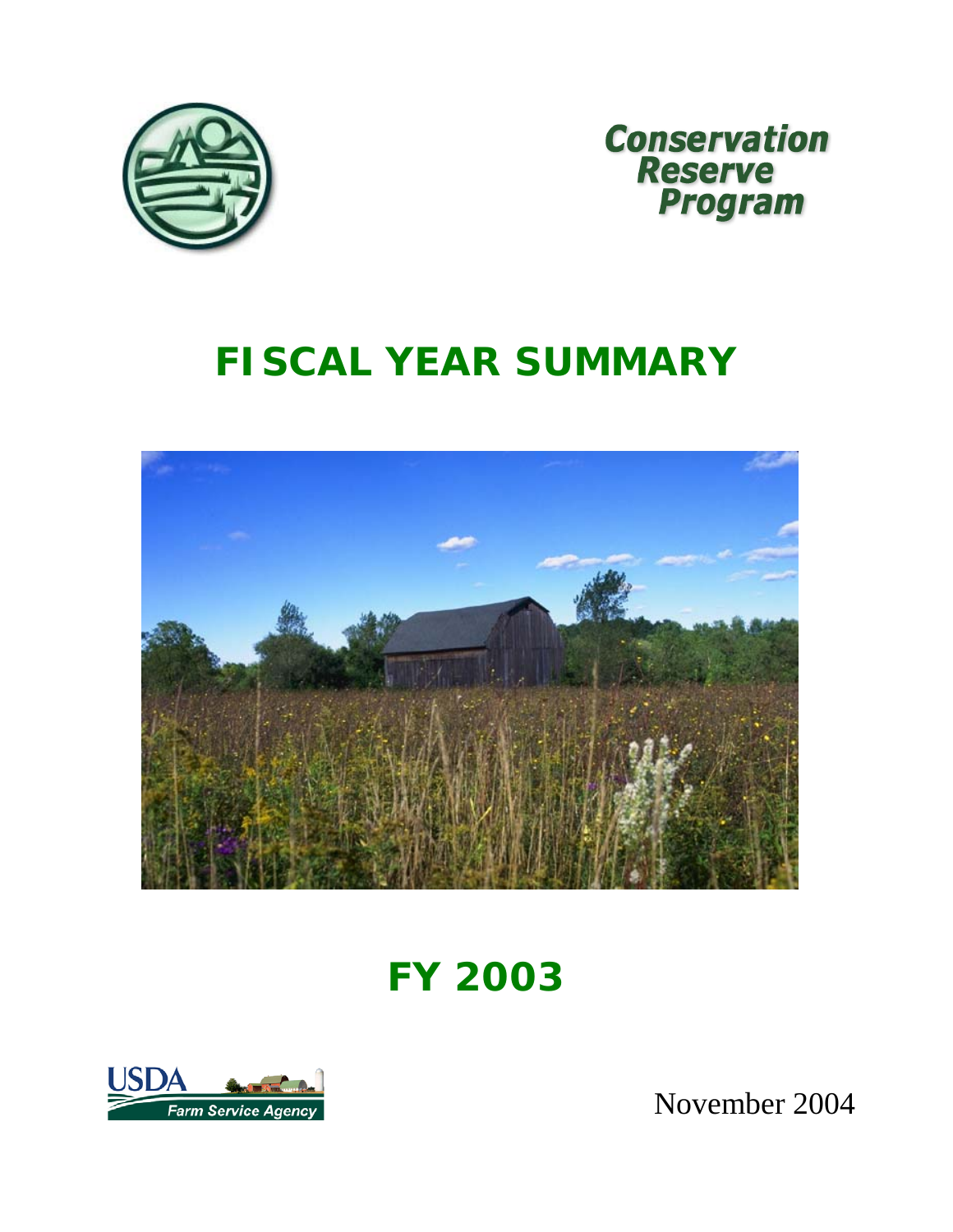# Conservation Reserve Program

# FISCAL YEAR SUMMARY

## FY 2003

USDA Farm Service Agency

November 2004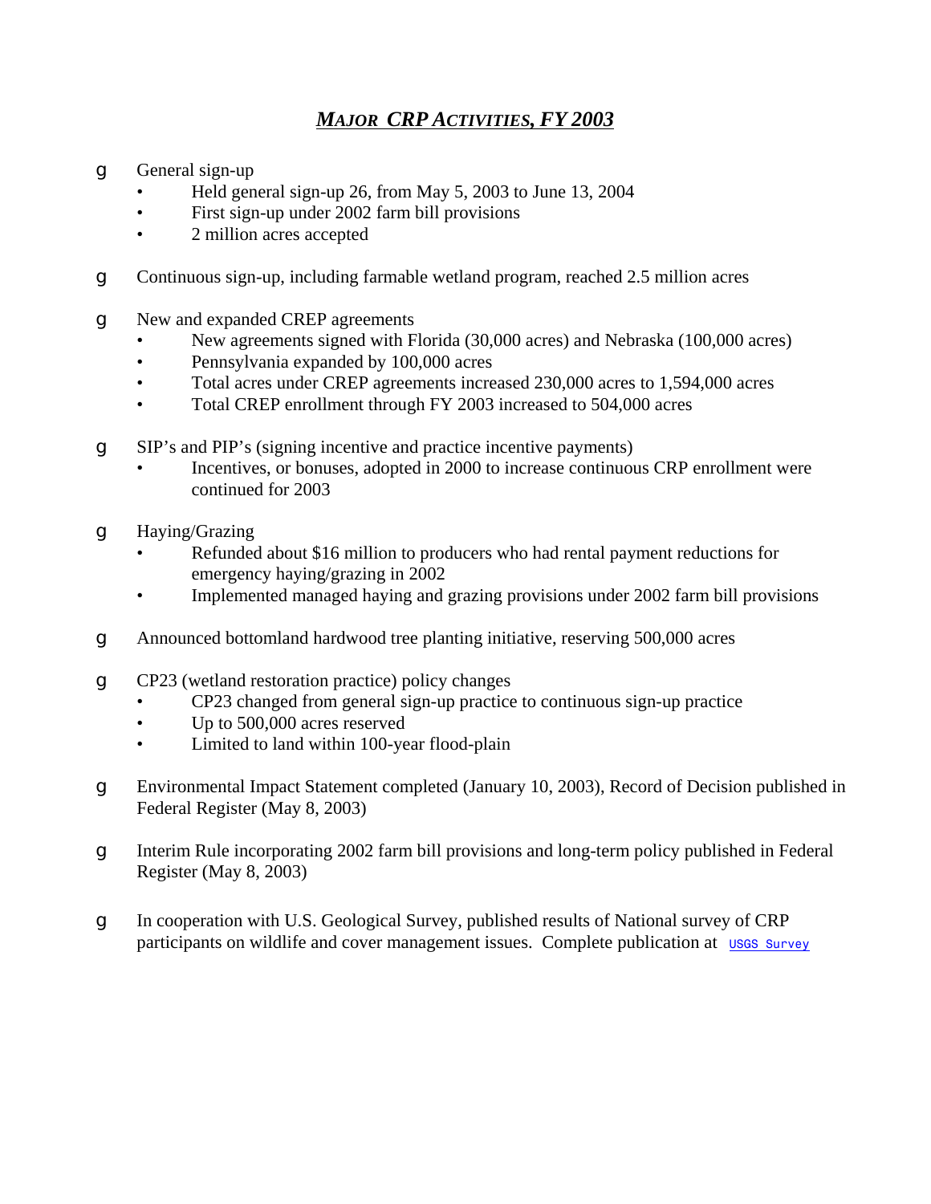# *MAJOR CRP ACTIVITIES, FY 2003*

- General sign-up
  - Held general sign-up 26, from May 5, 2003 to June 13, 2004
  - First sign-up under 2002 farm bill provisions
  - 2 million acres accepted

- Continuous sign-up, including farmable wetland program, reached 2.5 million acres

- New and expanded CREP agreements
  - New agreements signed with Florida (30,000 acres) and Nebraska (100,000 acres)
  - Pennsylvania expanded by 100,000 acres
  - Total acres under CREP agreements increased 230,000 acres to 1,594,000 acres
  - Total CREP enrollment through FY 2003 increased to 504,000 acres

- SIP's and PIP's (signing incentive and practice incentive payments)
  - Incentives, or bonuses, adopted in 2000 to increase continuous CRP enrollment were continued for 2003

- Haying/Grazing
  - Refunded about $16 million to producers who had rental payment reductions for emergency haying/grazing in 2002
  - Implemented managed haying and grazing provisions under 2002 farm bill provisions

- Announced bottomland hardwood tree planting initiative, reserving 500,000 acres

- CP23 (wetland restoration practice) policy changes
  - CP23 changed from general sign-up practice to continuous sign-up practice
  - Up to 500,000 acres reserved
  - Limited to land within 100-year flood-plain

- Environmental Impact Statement completed (January 10, 2003), Record of Decision published in Federal Register (May 8, 2003)

- Interim Rule incorporating 2002 farm bill provisions and long-term policy published in Federal Register (May 8, 2003)

- In cooperation with U.S. Geological Survey, published results of National survey of CRP participants on wildlife and cover management issues. Complete publication at USGS Survey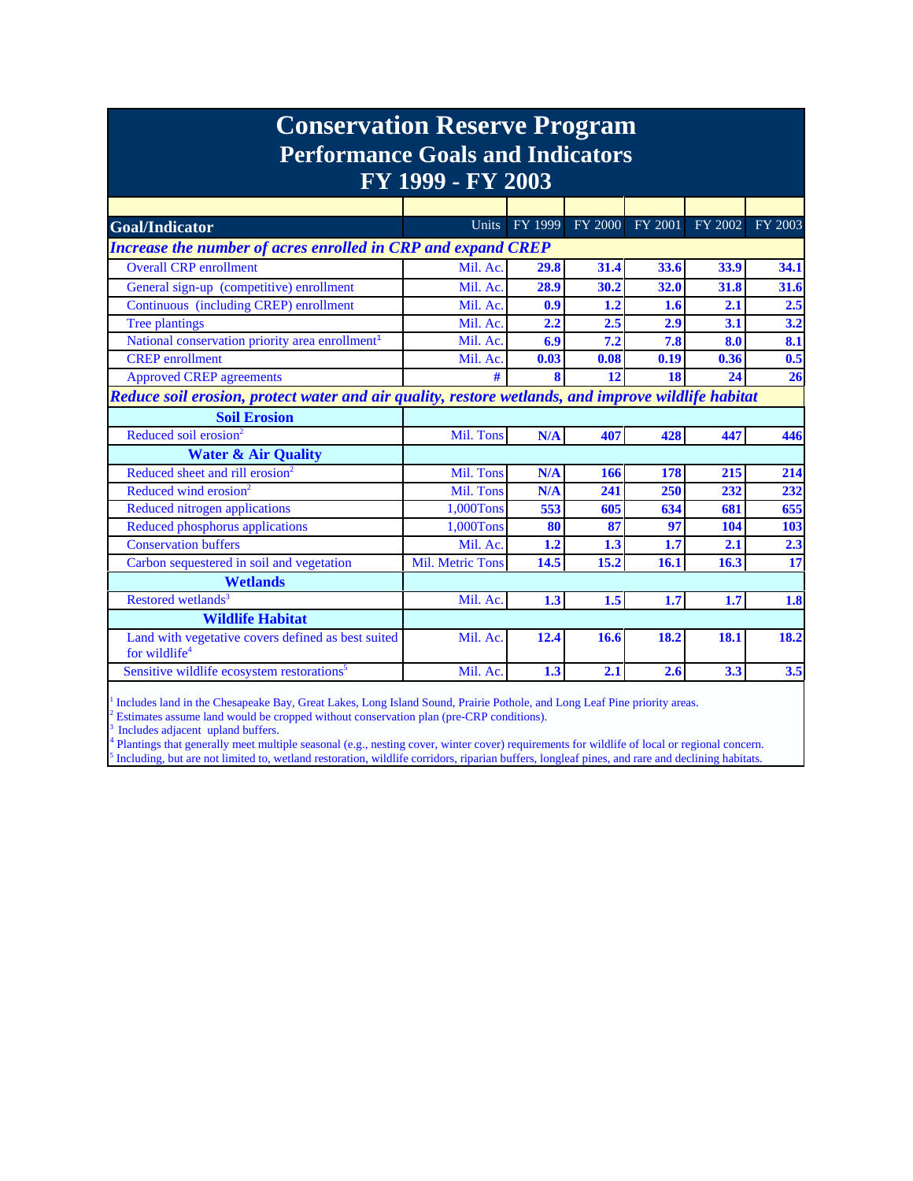# Conservation Reserve Program
## Performance Goals and Indicators
## FY 1999 - FY 2003

| Goal/Indicator | Units | FY 1999 | FY 2000 | FY 2001 | FY 2002 | FY 2003 |
|---|---|---|---|---|---|---|
| ***Increase the number of acres enrolled in CRP and expand CREP*** | | | | | | |
| Overall CRP enrollment | Mil. Ac. | **29.8** | **31.4** | **33.6** | **33.9** | **34.1** |
| General sign-up (competitive) enrollment | Mil. Ac. | **28.9** | **30.2** | **32.0** | **31.8** | **31.6** |
| Continuous (including CREP) enrollment | Mil. Ac. | **0.9** | **1.2** | **1.6** | **2.1** | **2.5** |
| Tree plantings | Mil. Ac. | **2.2** | **2.5** | **2.9** | **3.1** | **3.2** |
| National conservation priority area enrollment[1] | Mil. Ac. | **6.9** | **7.2** | **7.8** | **8.0** | **8.1** |
| CREP enrollment | Mil. Ac. | **0.03** | **0.08** | **0.19** | **0.36** | **0.5** |
| Approved CREP agreements | # | **8** | **12** | **18** | **24** | **26** |
| ***Reduce soil erosion, protect water and air quality, restore wetlands, and improve wildlife habitat*** | | | | | | |
| **Soil Erosion** | | | | | | |
| Reduced soil erosion[2] | Mil. Tons | **N/A** | **407** | **428** | **447** | **446** |
| **Water & Air Quality** | | | | | | |
| Reduced sheet and rill erosion[2] | Mil. Tons | **N/A** | **166** | **178** | **215** | **214** |
| Reduced wind erosion[2] | Mil. Tons | **N/A** | **241** | **250** | **232** | **232** |
| Reduced nitrogen applications | 1,000Tons | **553** | **605** | **634** | **681** | **655** |
| Reduced phosphorus applications | 1,000Tons | **80** | **87** | **97** | **104** | **103** |
| Conservation buffers | Mil. Ac. | **1.2** | **1.3** | **1.7** | **2.1** | **2.3** |
| Carbon sequestered in soil and vegetation | Mil. Metric Tons | **14.5** | **15.2** | **16.1** | **16.3** | **17** |
| **Wetlands** | | | | | | |
| Restored wetlands[3] | Mil. Ac. | **1.3** | **1.5** | **1.7** | **1.7** | **1.8** |
| **Wildlife Habitat** | | | | | | |
| Land with vegetative covers defined as best suited for wildlife[4] | Mil. Ac. | **12.4** | **16.6** | **18.2** | **18.1** | **18.2** |
| Sensitive wildlife ecosystem restorations[5] | Mil. Ac. | **1.3** | **2.1** | **2.6** | **3.3** | **3.5** |

[1] Includes land in the Chesapeake Bay, Great Lakes, Long Island Sound, Prairie Pothole, and Long Leaf Pine priority areas.
[2] Estimates assume land would be cropped without conservation plan (pre-CRP conditions).
[3] Includes adjacent upland buffers.
[4] Plantings that generally meet multiple seasonal (e.g., nesting cover, winter cover) requirements for wildlife of local or regional concern.
[5] Including, but are not limited to, wetland restoration, wildlife corridors, riparian buffers, longleaf pines, and rare and declining habitats.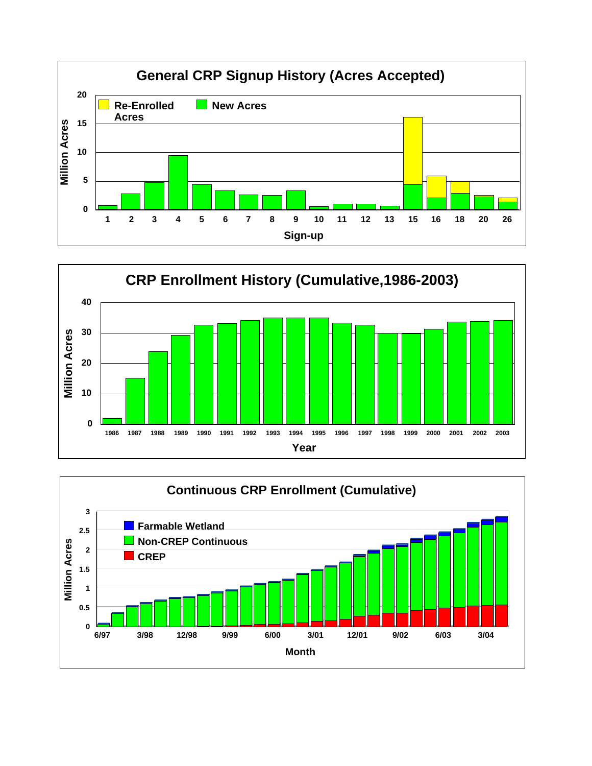## General CRP Signup History (Acres Accepted)

Re-Enrolled Acres | New Acres

Million Acres (0, 5, 10, 15, 20)

Sign-up: 1, 2, 3, 4, 5, 6, 7, 8, 9, 10, 11, 12, 13, 15, 16, 18, 20, 26

## CRP Enrollment History (Cumulative,1986-2003)

Million Acres (0, 10, 20, 30, 40)

Year: 1986, 1987, 1988, 1989, 1990, 1991, 1992, 1993, 1994, 1995, 1996, 1997, 1998, 1999, 2000, 2001, 2002, 2003

## Continuous CRP Enrollment (Cumulative)

Farmable Wetland | Non-CREP Continuous | CREP

Million Acres (0, 0.5, 1, 1.5, 2, 2.5, 3)

Month: 6/97, 3/98, 12/98, 9/99, 6/00, 3/01, 12/01, 9/02, 6/03, 3/04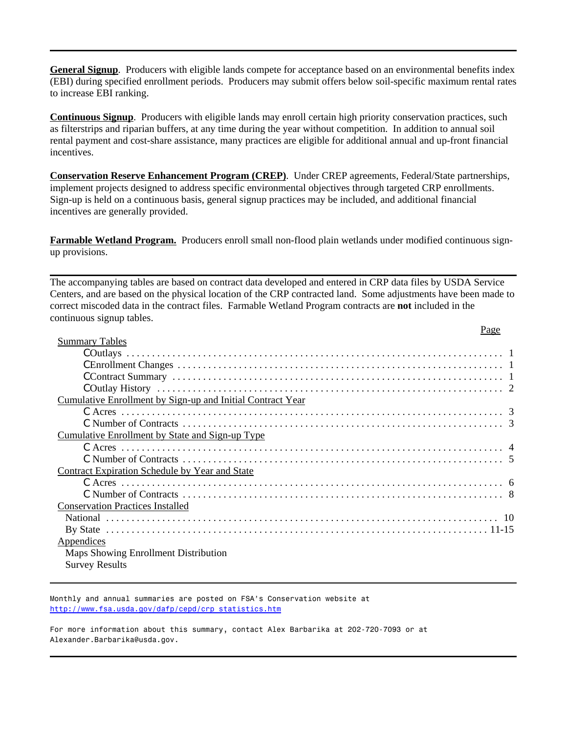**General Signup**. Producers with eligible lands compete for acceptance based on an environmental benefits index (EBI) during specified enrollment periods. Producers may submit offers below soil-specific maximum rental rates to increase EBI ranking.

**Continuous Signup**. Producers with eligible lands may enroll certain high priority conservation practices, such as filterstrips and riparian buffers, at any time during the year without competition. In addition to annual soil rental payment and cost-share assistance, many practices are eligible for additional annual and up-front financial incentives.

**Conservation Reserve Enhancement Program (CREP)**. Under CREP agreements, Federal/State partnerships, implement projects designed to address specific environmental objectives through targeted CRP enrollments. Sign-up is held on a continuous basis, general signup practices may be included, and additional financial incentives are generally provided.

**Farmable Wetland Program.** Producers enroll small non-flood plain wetlands under modified continuous sign-up provisions.

---

The accompanying tables are based on contract data developed and entered in CRP data files by USDA Service Centers, and are based on the physical location of the CRP contracted land. Some adjustments have been made to correct miscoded data in the contract files. Farmable Wetland Program contracts are **not** included in the continuous signup tables.

| | Page |
|---|---|
| Summary Tables | |
| C Outlays | 1 |
| C Enrollment Changes | 1 |
| C Contract Summary | 1 |
| C Outlay History | 2 |
| Cumulative Enrollment by Sign-up and Initial Contract Year | |
| C Acres | 3 |
| C Number of Contracts | 3 |
| Cumulative Enrollment by State and Sign-up Type | |
| C Acres | 4 |
| C Number of Contracts | 5 |
| Contract Expiration Schedule by Year and State | |
| C Acres | 6 |
| C Number of Contracts | 8 |
| Conservation Practices Installed | |
| National | 10 |
| By State | 11-15 |
| Appendices | |
| Maps Showing Enrollment Distribution | |
| Survey Results | |

---

Monthly and annual summaries are posted on FSA's Conservation website at http://www.fsa.usda.gov/dafp/cepd/crp_statistics.htm

For more information about this summary, contact Alex Barbarika at 202-720-7093 or at Alexander.Barbarika@usda.gov.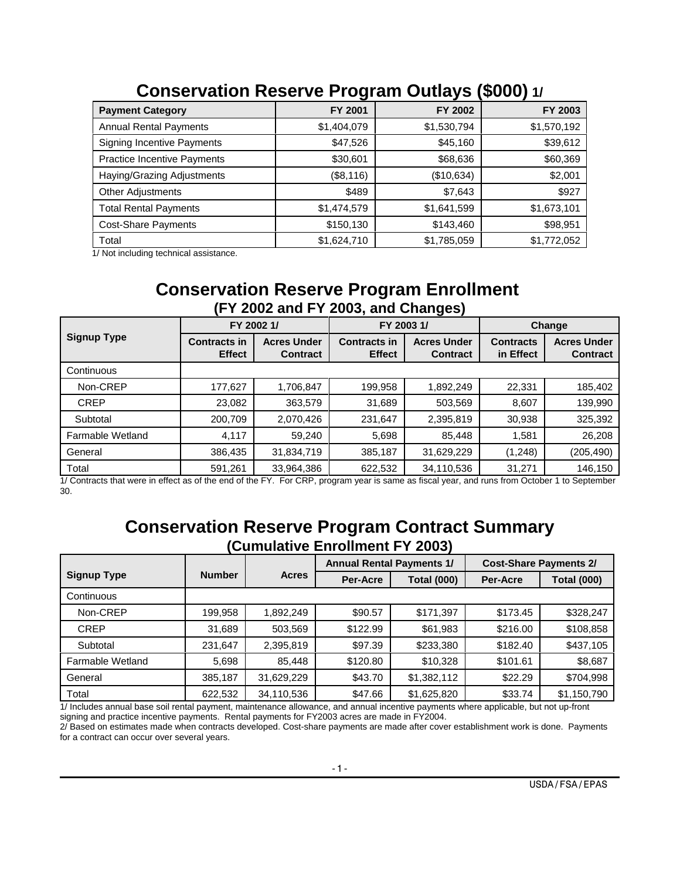## Conservation Reserve Program Outlays ($000) 1/

| Payment Category | FY 2001 | FY 2002 | FY 2003 |
|---|---|---|---|
| Annual Rental Payments | $1,404,079 | $1,530,794 | $1,570,192 |
| Signing Incentive Payments | $47,526 | $45,160 | $39,612 |
| Practice Incentive Payments | $30,601 | $68,636 | $60,369 |
| Haying/Grazing Adjustments | ($8,116) | ($10,634) | $2,001 |
| Other Adjustments | $489 | $7,643 | $927 |
| Total Rental Payments | $1,474,579 | $1,641,599 | $1,673,101 |
| Cost-Share Payments | $150,130 | $143,460 | $98,951 |
| Total | $1,624,710 | $1,785,059 | $1,772,052 |

1/ Not including technical assistance.

## Conservation Reserve Program Enrollment
### (FY 2002 and FY 2003, and Changes)

| Signup Type | FY 2002 1/ | | FY 2003 1/ | | Change | |
|---|---|---|---|---|---|---|
| | Contracts in Effect | Acres Under Contract | Contracts in Effect | Acres Under Contract | Contracts in Effect | Acres Under Contract |
| Continuous | | | | | | |
| Non-CREP | 177,627 | 1,706,847 | 199,958 | 1,892,249 | 22,331 | 185,402 |
| CREP | 23,082 | 363,579 | 31,689 | 503,569 | 8,607 | 139,990 |
| Subtotal | 200,709 | 2,070,426 | 231,647 | 2,395,819 | 30,938 | 325,392 |
| Farmable Wetland | 4,117 | 59,240 | 5,698 | 85,448 | 1,581 | 26,208 |
| General | 386,435 | 31,834,719 | 385,187 | 31,629,229 | (1,248) | (205,490) |
| Total | 591,261 | 33,964,386 | 622,532 | 34,110,536 | 31,271 | 146,150 |

1/ Contracts that were in effect as of the end of the FY. For CRP, program year is same as fiscal year, and runs from October 1 to September 30.

## Conservation Reserve Program Contract Summary
### (Cumulative Enrollment FY 2003)

| Signup Type | Number | Acres | Annual Rental Payments 1/ | | Cost-Share Payments 2/ | |
|---|---|---|---|---|---|---|
| | | | Per-Acre | Total (000) | Per-Acre | Total (000) |
| Continuous | | | | | | |
| Non-CREP | 199,958 | 1,892,249 | $90.57 | $171,397 | $173.45 | $328,247 |
| CREP | 31,689 | 503,569 | $122.99 | $61,983 | $216.00 | $108,858 |
| Subtotal | 231,647 | 2,395,819 | $97.39 | $233,380 | $182.40 | $437,105 |
| Farmable Wetland | 5,698 | 85,448 | $120.80 | $10,328 | $101.61 | $8,687 |
| General | 385,187 | 31,629,229 | $43.70 | $1,382,112 | $22.29 | $704,998 |
| Total | 622,532 | 34,110,536 | $47.66 | $1,625,820 | $33.74 | $1,150,790 |

1/ Includes annual base soil rental payment, maintenance allowance, and annual incentive payments where applicable, but not up-front signing and practice incentive payments. Rental payments for FY2003 acres are made in FY2004.

2/ Based on estimates made when contracts developed. Cost-share payments are made after cover establishment work is done. Payments for a contract can occur over several years.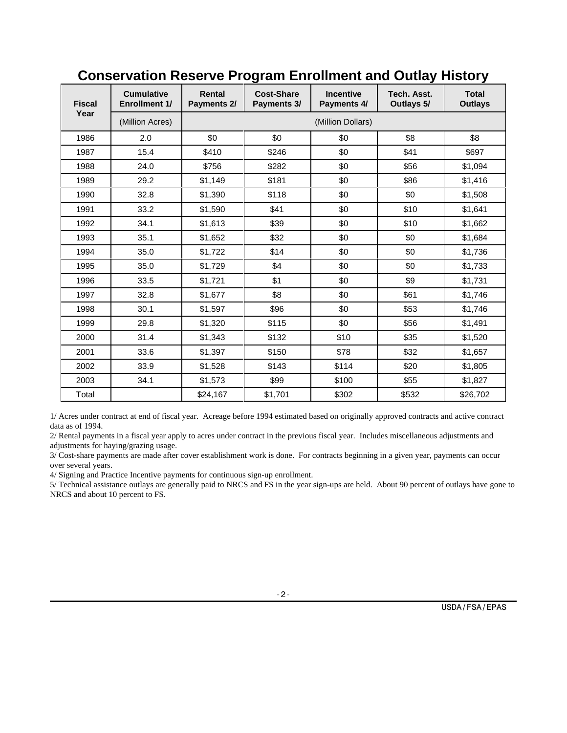# Conservation Reserve Program Enrollment and Outlay History

| Fiscal Year | Cumulative Enrollment 1/ | Rental Payments 2/ | Cost-Share Payments 3/ | Incentive Payments 4/ | Tech. Asst. Outlays 5/ | Total Outlays |
|---|---|---|---|---|---|---|
| | (Million Acres) | (Million Dollars) | | | | |
| 1986 | 2.0 | $0 | $0 | $0 | $8 | $8 |
| 1987 | 15.4 | $410 | $246 | $0 | $41 | $697 |
| 1988 | 24.0 | $756 | $282 | $0 | $56 | $1,094 |
| 1989 | 29.2 | $1,149 | $181 | $0 | $86 | $1,416 |
| 1990 | 32.8 | $1,390 | $118 | $0 | $0 | $1,508 |
| 1991 | 33.2 | $1,590 | $41 | $0 | $10 | $1,641 |
| 1992 | 34.1 | $1,613 | $39 | $0 | $10 | $1,662 |
| 1993 | 35.1 | $1,652 | $32 | $0 | $0 | $1,684 |
| 1994 | 35.0 | $1,722 | $14 | $0 | $0 | $1,736 |
| 1995 | 35.0 | $1,729 | $4 | $0 | $0 | $1,733 |
| 1996 | 33.5 | $1,721 | $1 | $0 | $9 | $1,731 |
| 1997 | 32.8 | $1,677 | $8 | $0 | $61 | $1,746 |
| 1998 | 30.1 | $1,597 | $96 | $0 | $53 | $1,746 |
| 1999 | 29.8 | $1,320 | $115 | $0 | $56 | $1,491 |
| 2000 | 31.4 | $1,343 | $132 | $10 | $35 | $1,520 |
| 2001 | 33.6 | $1,397 | $150 | $78 | $32 | $1,657 |
| 2002 | 33.9 | $1,528 | $143 | $114 | $20 | $1,805 |
| 2003 | 34.1 | $1,573 | $99 | $100 | $55 | $1,827 |
| Total | | $24,167 | $1,701 | $302 | $532 | $26,702 |

1/ Acres under contract at end of fiscal year. Acreage before 1994 estimated based on originally approved contracts and active contract data as of 1994.

2/ Rental payments in a fiscal year apply to acres under contract in the previous fiscal year. Includes miscellaneous adjustments and adjustments for haying/grazing usage.

3/ Cost-share payments are made after cover establishment work is done. For contracts beginning in a given year, payments can occur over several years.

4/ Signing and Practice Incentive payments for continuous sign-up enrollment.

5/ Technical assistance outlays are generally paid to NRCS and FS in the year sign-ups are held. About 90 percent of outlays have gone to NRCS and about 10 percent to FS.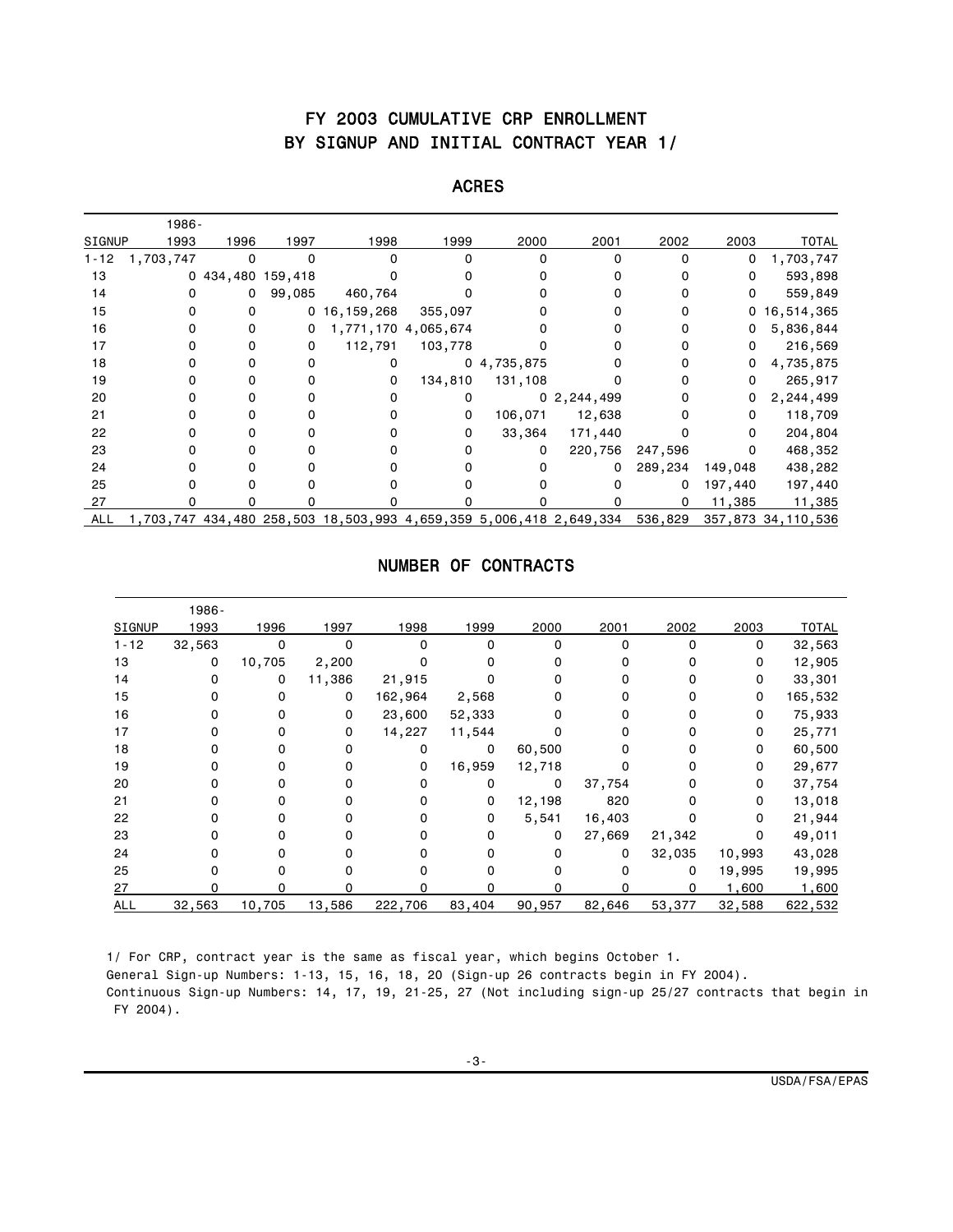# FY 2003 CUMULATIVE CRP ENROLLMENT BY SIGNUP AND INITIAL CONTRACT YEAR 1/

## ACRES

| SIGNUP | 1986-1993 | 1996 | 1997 | 1998 | 1999 | 2000 | 2001 | 2002 | 2003 | TOTAL |
|---|---|---|---|---|---|---|---|---|---|---|
| 1-12 | 1,703,747 | 0 | 0 | 0 | 0 | 0 | 0 | 0 | 0 | 1,703,747 |
| 13 | 0 | 434,480 | 159,418 | 0 | 0 | 0 | 0 | 0 | 0 | 593,898 |
| 14 | 0 | 0 | 99,085 | 460,764 | 0 | 0 | 0 | 0 | 0 | 559,849 |
| 15 | 0 | 0 | 0 | 16,159,268 | 355,097 | 0 | 0 | 0 | 0 | 16,514,365 |
| 16 | 0 | 0 | 0 | 1,771,170 | 4,065,674 | 0 | 0 | 0 | 0 | 5,836,844 |
| 17 | 0 | 0 | 0 | 112,791 | 103,778 | 0 | 0 | 0 | 0 | 216,569 |
| 18 | 0 | 0 | 0 | 0 | 0 | 4,735,875 | 0 | 0 | 0 | 4,735,875 |
| 19 | 0 | 0 | 0 | 0 | 134,810 | 131,108 | 0 | 0 | 0 | 265,917 |
| 20 | 0 | 0 | 0 | 0 | 0 | 0 | 2,244,499 | 0 | 0 | 2,244,499 |
| 21 | 0 | 0 | 0 | 0 | 0 | 106,071 | 12,638 | 0 | 0 | 118,709 |
| 22 | 0 | 0 | 0 | 0 | 0 | 33,364 | 171,440 | 0 | 0 | 204,804 |
| 23 | 0 | 0 | 0 | 0 | 0 | 0 | 220,756 | 247,596 | 0 | 468,352 |
| 24 | 0 | 0 | 0 | 0 | 0 | 0 | 0 | 289,234 | 149,048 | 438,282 |
| 25 | 0 | 0 | 0 | 0 | 0 | 0 | 0 | 0 | 197,440 | 197,440 |
| 27 | 0 | 0 | 0 | 0 | 0 | 0 | 0 | 0 | 11,385 | 11,385 |
| ALL | 1,703,747 | 434,480 | 258,503 | 18,503,993 | 4,659,359 | 5,006,418 | 2,649,334 | 536,829 | 357,873 | 34,110,536 |

## NUMBER OF CONTRACTS

| SIGNUP | 1986-1993 | 1996 | 1997 | 1998 | 1999 | 2000 | 2001 | 2002 | 2003 | TOTAL |
|---|---|---|---|---|---|---|---|---|---|---|
| 1-12 | 32,563 | 0 | 0 | 0 | 0 | 0 | 0 | 0 | 0 | 32,563 |
| 13 | 0 | 10,705 | 2,200 | 0 | 0 | 0 | 0 | 0 | 0 | 12,905 |
| 14 | 0 | 0 | 11,386 | 21,915 | 0 | 0 | 0 | 0 | 0 | 33,301 |
| 15 | 0 | 0 | 0 | 162,964 | 2,568 | 0 | 0 | 0 | 0 | 165,532 |
| 16 | 0 | 0 | 0 | 23,600 | 52,333 | 0 | 0 | 0 | 0 | 75,933 |
| 17 | 0 | 0 | 0 | 14,227 | 11,544 | 0 | 0 | 0 | 0 | 25,771 |
| 18 | 0 | 0 | 0 | 0 | 0 | 60,500 | 0 | 0 | 0 | 60,500 |
| 19 | 0 | 0 | 0 | 0 | 16,959 | 12,718 | 0 | 0 | 0 | 29,677 |
| 20 | 0 | 0 | 0 | 0 | 0 | 0 | 37,754 | 0 | 0 | 37,754 |
| 21 | 0 | 0 | 0 | 0 | 0 | 12,198 | 820 | 0 | 0 | 13,018 |
| 22 | 0 | 0 | 0 | 0 | 0 | 5,541 | 16,403 | 0 | 0 | 21,944 |
| 23 | 0 | 0 | 0 | 0 | 0 | 0 | 27,669 | 21,342 | 0 | 49,011 |
| 24 | 0 | 0 | 0 | 0 | 0 | 0 | 0 | 32,035 | 10,993 | 43,028 |
| 25 | 0 | 0 | 0 | 0 | 0 | 0 | 0 | 0 | 19,995 | 19,995 |
| 27 | 0 | 0 | 0 | 0 | 0 | 0 | 0 | 0 | 1,600 | 1,600 |
| ALL | 32,563 | 10,705 | 13,586 | 222,706 | 83,404 | 90,957 | 82,646 | 53,377 | 32,588 | 622,532 |

1/ For CRP, contract year is the same as fiscal year, which begins October 1.
General Sign-up Numbers: 1-13, 15, 16, 18, 20 (Sign-up 26 contracts begin in FY 2004).
Continuous Sign-up Numbers: 14, 17, 19, 21-25, 27 (Not including sign-up 25/27 contracts that begin in FY 2004).

USDA/FSA/EPAS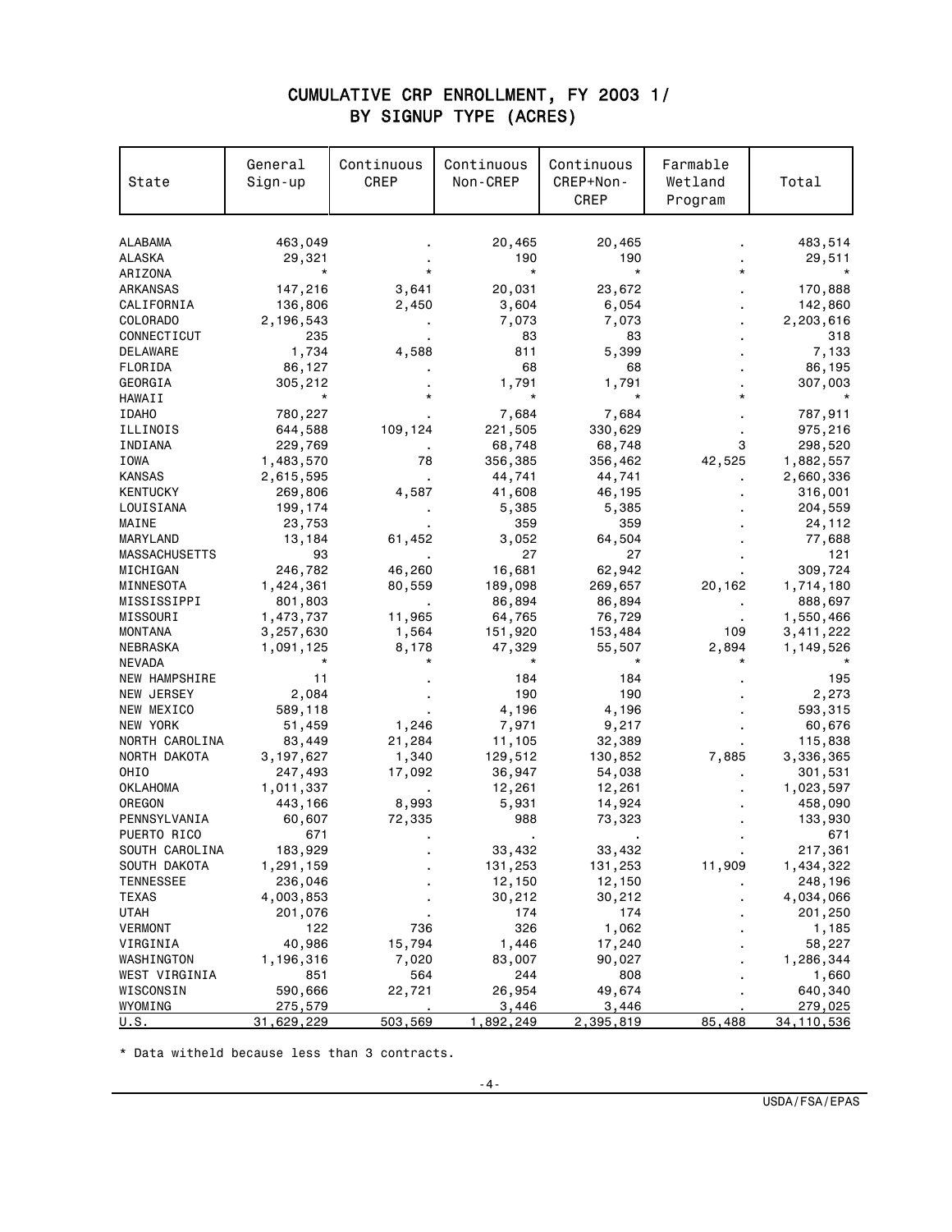# CUMULATIVE CRP ENROLLMENT, FY 2003 1/
## BY SIGNUP TYPE (ACRES)

| State | General Sign-up | Continuous CREP | Continuous Non-CREP | Continuous CREP+Non-CREP | Farmable Wetland Program | Total |
|---|---|---|---|---|---|---|
| ALABAMA | 463,049 | . | 20,465 | 20,465 | . | 483,514 |
| ALASKA | 29,321 | . | 190 | 190 | . | 29,511 |
| ARIZONA | * | * | * | * | * | * |
| ARKANSAS | 147,216 | 3,641 | 20,031 | 23,672 | . | 170,888 |
| CALIFORNIA | 136,806 | 2,450 | 3,604 | 6,054 | . | 142,860 |
| COLORADO | 2,196,543 | . | 7,073 | 7,073 | . | 2,203,616 |
| CONNECTICUT | 235 | . | 83 | 83 | . | 318 |
| DELAWARE | 1,734 | 4,588 | 811 | 5,399 | . | 7,133 |
| FLORIDA | 86,127 | . | 68 | 68 | . | 86,195 |
| GEORGIA | 305,212 | . | 1,791 | 1,791 | . | 307,003 |
| HAWAII | * | * | * | * | * | * |
| IDAHO | 780,227 | . | 7,684 | 7,684 | . | 787,911 |
| ILLINOIS | 644,588 | 109,124 | 221,505 | 330,629 | . | 975,216 |
| INDIANA | 229,769 | . | 68,748 | 68,748 | 3 | 298,520 |
| IOWA | 1,483,570 | 78 | 356,385 | 356,462 | 42,525 | 1,882,557 |
| KANSAS | 2,615,595 | . | 44,741 | 44,741 | . | 2,660,336 |
| KENTUCKY | 269,806 | 4,587 | 41,608 | 46,195 | . | 316,001 |
| LOUISIANA | 199,174 | . | 5,385 | 5,385 | . | 204,559 |
| MAINE | 23,753 | . | 359 | 359 | . | 24,112 |
| MARYLAND | 13,184 | 61,452 | 3,052 | 64,504 | . | 77,688 |
| MASSACHUSETTS | 93 | . | 27 | 27 | . | 121 |
| MICHIGAN | 246,782 | 46,260 | 16,681 | 62,942 | . | 309,724 |
| MINNESOTA | 1,424,361 | 80,559 | 189,098 | 269,657 | 20,162 | 1,714,180 |
| MISSISSIPPI | 801,803 | . | 86,894 | 86,894 | . | 888,697 |
| MISSOURI | 1,473,737 | 11,965 | 64,765 | 76,729 | . | 1,550,466 |
| MONTANA | 3,257,630 | 1,564 | 151,920 | 153,484 | 109 | 3,411,222 |
| NEBRASKA | 1,091,125 | 8,178 | 47,329 | 55,507 | 2,894 | 1,149,526 |
| NEVADA | * | * | * | * | * | * |
| NEW HAMPSHIRE | 11 | . | 184 | 184 | . | 195 |
| NEW JERSEY | 2,084 | . | 190 | 190 | . | 2,273 |
| NEW MEXICO | 589,118 | . | 4,196 | 4,196 | . | 593,315 |
| NEW YORK | 51,459 | 1,246 | 7,971 | 9,217 | . | 60,676 |
| NORTH CAROLINA | 83,449 | 21,284 | 11,105 | 32,389 | . | 115,838 |
| NORTH DAKOTA | 3,197,627 | 1,340 | 129,512 | 130,852 | 7,885 | 3,336,365 |
| OHIO | 247,493 | 17,092 | 36,947 | 54,038 | . | 301,531 |
| OKLAHOMA | 1,011,337 | . | 12,261 | 12,261 | . | 1,023,597 |
| OREGON | 443,166 | 8,993 | 5,931 | 14,924 | . | 458,090 |
| PENNSYLVANIA | 60,607 | 72,335 | 988 | 73,323 | . | 133,930 |
| PUERTO RICO | 671 | . | . | . | . | 671 |
| SOUTH CAROLINA | 183,929 | . | 33,432 | 33,432 | . | 217,361 |
| SOUTH DAKOTA | 1,291,159 | . | 131,253 | 131,253 | 11,909 | 1,434,322 |
| TENNESSEE | 236,046 | . | 12,150 | 12,150 | . | 248,196 |
| TEXAS | 4,003,853 | . | 30,212 | 30,212 | . | 4,034,066 |
| UTAH | 201,076 | . | 174 | 174 | . | 201,250 |
| VERMONT | 122 | 736 | 326 | 1,062 | . | 1,185 |
| VIRGINIA | 40,986 | 15,794 | 1,446 | 17,240 | . | 58,227 |
| WASHINGTON | 1,196,316 | 7,020 | 83,007 | 90,027 | . | 1,286,344 |
| WEST VIRGINIA | 851 | 564 | 244 | 808 | . | 1,660 |
| WISCONSIN | 590,666 | 22,721 | 26,954 | 49,674 | . | 640,340 |
| WYOMING | 275,579 | . | 3,446 | 3,446 | . | 279,025 |
| U.S. | 31,629,229 | 503,569 | 1,892,249 | 2,395,819 | 85,488 | 34,110,536 |

* Data witheld because less than 3 contracts.

USDA/FSA/EPAS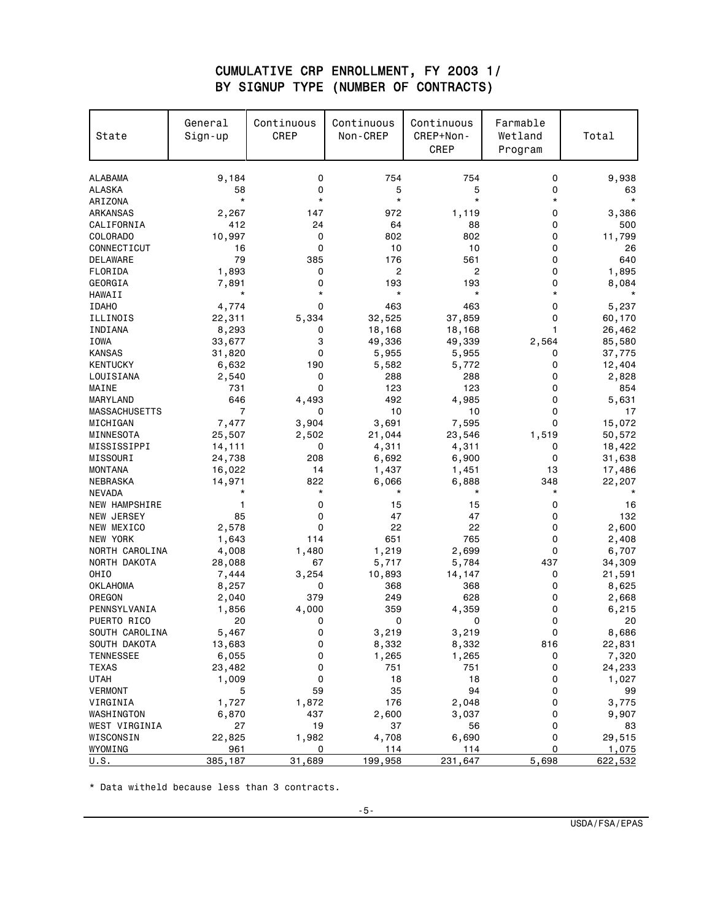# CUMULATIVE CRP ENROLLMENT, FY 2003 1/
## BY SIGNUP TYPE (NUMBER OF CONTRACTS)

| State | General Sign-up | Continuous CREP | Continuous Non-CREP | Continuous CREP+Non-CREP | Farmable Wetland Program | Total |
|---|---|---|---|---|---|---|
| ALABAMA | 9,184 | 0 | 754 | 754 | 0 | 9,938 |
| ALASKA | 58 | 0 | 5 | 5 | 0 | 63 |
| ARIZONA | * | * | * | * | * | * |
| ARKANSAS | 2,267 | 147 | 972 | 1,119 | 0 | 3,386 |
| CALIFORNIA | 412 | 24 | 64 | 88 | 0 | 500 |
| COLORADO | 10,997 | 0 | 802 | 802 | 0 | 11,799 |
| CONNECTICUT | 16 | 0 | 10 | 10 | 0 | 26 |
| DELAWARE | 79 | 385 | 176 | 561 | 0 | 640 |
| FLORIDA | 1,893 | 0 | 2 | 2 | 0 | 1,895 |
| GEORGIA | 7,891 | 0 | 193 | 193 | 0 | 8,084 |
| HAWAII | * | * | * | * | * | * |
| IDAHO | 4,774 | 0 | 463 | 463 | 0 | 5,237 |
| ILLINOIS | 22,311 | 5,334 | 32,525 | 37,859 | 0 | 60,170 |
| INDIANA | 8,293 | 0 | 18,168 | 18,168 | 1 | 26,462 |
| IOWA | 33,677 | 3 | 49,336 | 49,339 | 2,564 | 85,580 |
| KANSAS | 31,820 | 0 | 5,955 | 5,955 | 0 | 37,775 |
| KENTUCKY | 6,632 | 190 | 5,582 | 5,772 | 0 | 12,404 |
| LOUISIANA | 2,540 | 0 | 288 | 288 | 0 | 2,828 |
| MAINE | 731 | 0 | 123 | 123 | 0 | 854 |
| MARYLAND | 646 | 4,493 | 492 | 4,985 | 0 | 5,631 |
| MASSACHUSETTS | 7 | 0 | 10 | 10 | 0 | 17 |
| MICHIGAN | 7,477 | 3,904 | 3,691 | 7,595 | 0 | 15,072 |
| MINNESOTA | 25,507 | 2,502 | 21,044 | 23,546 | 1,519 | 50,572 |
| MISSISSIPPI | 14,111 | 0 | 4,311 | 4,311 | 0 | 18,422 |
| MISSOURI | 24,738 | 208 | 6,692 | 6,900 | 0 | 31,638 |
| MONTANA | 16,022 | 14 | 1,437 | 1,451 | 13 | 17,486 |
| NEBRASKA | 14,971 | 822 | 6,066 | 6,888 | 348 | 22,207 |
| NEVADA | * | * | * | * | * | * |
| NEW HAMPSHIRE | 1 | 0 | 15 | 15 | 0 | 16 |
| NEW JERSEY | 85 | 0 | 47 | 47 | 0 | 132 |
| NEW MEXICO | 2,578 | 0 | 22 | 22 | 0 | 2,600 |
| NEW YORK | 1,643 | 114 | 651 | 765 | 0 | 2,408 |
| NORTH CAROLINA | 4,008 | 1,480 | 1,219 | 2,699 | 0 | 6,707 |
| NORTH DAKOTA | 28,088 | 67 | 5,717 | 5,784 | 437 | 34,309 |
| OHIO | 7,444 | 3,254 | 10,893 | 14,147 | 0 | 21,591 |
| OKLAHOMA | 8,257 | 0 | 368 | 368 | 0 | 8,625 |
| OREGON | 2,040 | 379 | 249 | 628 | 0 | 2,668 |
| PENNSYLVANIA | 1,856 | 4,000 | 359 | 4,359 | 0 | 6,215 |
| PUERTO RICO | 20 | 0 | 0 | 0 | 0 | 20 |
| SOUTH CAROLINA | 5,467 | 0 | 3,219 | 3,219 | 0 | 8,686 |
| SOUTH DAKOTA | 13,683 | 0 | 8,332 | 8,332 | 816 | 22,831 |
| TENNESSEE | 6,055 | 0 | 1,265 | 1,265 | 0 | 7,320 |
| TEXAS | 23,482 | 0 | 751 | 751 | 0 | 24,233 |
| UTAH | 1,009 | 0 | 18 | 18 | 0 | 1,027 |
| VERMONT | 5 | 59 | 35 | 94 | 0 | 99 |
| VIRGINIA | 1,727 | 1,872 | 176 | 2,048 | 0 | 3,775 |
| WASHINGTON | 6,870 | 437 | 2,600 | 3,037 | 0 | 9,907 |
| WEST VIRGINIA | 27 | 19 | 37 | 56 | 0 | 83 |
| WISCONSIN | 22,825 | 1,982 | 4,708 | 6,690 | 0 | 29,515 |
| WYOMING | 961 | 0 | 114 | 114 | 0 | 1,075 |
| U.S. | 385,187 | 31,689 | 199,958 | 231,647 | 5,698 | 622,532 |

* Data witheld because less than 3 contracts.

USDA/FSA/EPAS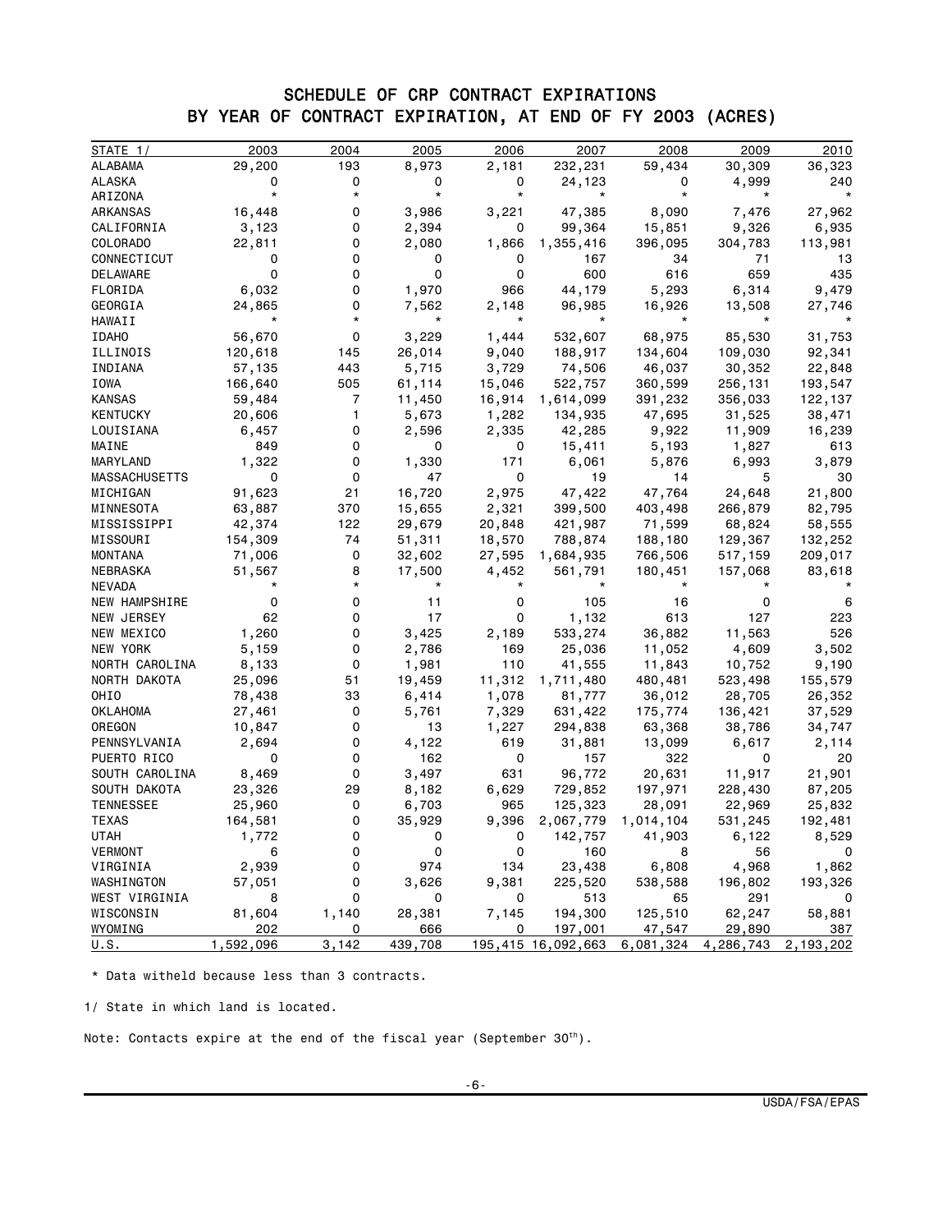# SCHEDULE OF CRP CONTRACT EXPIRATIONS
## BY YEAR OF CONTRACT EXPIRATION, AT END OF FY 2003 (ACRES)

| STATE 1/ | 2003 | 2004 | 2005 | 2006 | 2007 | 2008 | 2009 | 2010 |
|---|---|---|---|---|---|---|---|---|
| ALABAMA | 29,200 | 193 | 8,973 | 2,181 | 232,231 | 59,434 | 30,309 | 36,323 |
| ALASKA | 0 | 0 | 0 | 0 | 24,123 | 0 | 4,999 | 240 |
| ARIZONA | * | * | * | * | * | * | * | * |
| ARKANSAS | 16,448 | 0 | 3,986 | 3,221 | 47,385 | 8,090 | 7,476 | 27,962 |
| CALIFORNIA | 3,123 | 0 | 2,394 | 0 | 99,364 | 15,851 | 9,326 | 6,935 |
| COLORADO | 22,811 | 0 | 2,080 | 1,866 | 1,355,416 | 396,095 | 304,783 | 113,981 |
| CONNECTICUT | 0 | 0 | 0 | 0 | 167 | 34 | 71 | 13 |
| DELAWARE | 0 | 0 | 0 | 0 | 600 | 616 | 659 | 435 |
| FLORIDA | 6,032 | 0 | 1,970 | 966 | 44,179 | 5,293 | 6,314 | 9,479 |
| GEORGIA | 24,865 | 0 | 7,562 | 2,148 | 96,985 | 16,926 | 13,508 | 27,746 |
| HAWAII | * | * | * | * | * | * | * | * |
| IDAHO | 56,670 | 0 | 3,229 | 1,444 | 532,607 | 68,975 | 85,530 | 31,753 |
| ILLINOIS | 120,618 | 145 | 26,014 | 9,040 | 188,917 | 134,604 | 109,030 | 92,341 |
| INDIANA | 57,135 | 443 | 5,715 | 3,729 | 74,506 | 46,037 | 30,352 | 22,848 |
| IOWA | 166,640 | 505 | 61,114 | 15,046 | 522,757 | 360,599 | 256,131 | 193,547 |
| KANSAS | 59,484 | 7 | 11,450 | 16,914 | 1,614,099 | 391,232 | 356,033 | 122,137 |
| KENTUCKY | 20,606 | 1 | 5,673 | 1,282 | 134,935 | 47,695 | 31,525 | 38,471 |
| LOUISIANA | 6,457 | 0 | 2,596 | 2,335 | 42,285 | 9,922 | 11,909 | 16,239 |
| MAINE | 849 | 0 | 0 | 0 | 15,411 | 5,193 | 1,827 | 613 |
| MARYLAND | 1,322 | 0 | 1,330 | 171 | 6,061 | 5,876 | 6,993 | 3,879 |
| MASSACHUSETTS | 0 | 0 | 47 | 0 | 19 | 14 | 5 | 30 |
| MICHIGAN | 91,623 | 21 | 16,720 | 2,975 | 47,422 | 47,764 | 24,648 | 21,800 |
| MINNESOTA | 63,887 | 370 | 15,655 | 2,321 | 399,500 | 403,498 | 266,879 | 82,795 |
| MISSISSIPPI | 42,374 | 122 | 29,679 | 20,848 | 421,987 | 71,599 | 68,824 | 58,555 |
| MISSOURI | 154,309 | 74 | 51,311 | 18,570 | 788,874 | 188,180 | 129,367 | 132,252 |
| MONTANA | 71,006 | 0 | 32,602 | 27,595 | 1,684,935 | 766,506 | 517,159 | 209,017 |
| NEBRASKA | 51,567 | 8 | 17,500 | 4,452 | 561,791 | 180,451 | 157,068 | 83,618 |
| NEVADA | * | * | * | * | * | * | * | * |
| NEW HAMPSHIRE | 0 | 0 | 11 | 0 | 105 | 16 | 0 | 6 |
| NEW JERSEY | 62 | 0 | 17 | 0 | 1,132 | 613 | 127 | 223 |
| NEW MEXICO | 1,260 | 0 | 3,425 | 2,189 | 533,274 | 36,882 | 11,563 | 526 |
| NEW YORK | 5,159 | 0 | 2,786 | 169 | 25,036 | 11,052 | 4,609 | 3,502 |
| NORTH CAROLINA | 8,133 | 0 | 1,981 | 110 | 41,555 | 11,843 | 10,752 | 9,190 |
| NORTH DAKOTA | 25,096 | 51 | 19,459 | 11,312 | 1,711,480 | 480,481 | 523,498 | 155,579 |
| OHIO | 78,438 | 33 | 6,414 | 1,078 | 81,777 | 36,012 | 28,705 | 26,352 |
| OKLAHOMA | 27,461 | 0 | 5,761 | 7,329 | 631,422 | 175,774 | 136,421 | 37,529 |
| OREGON | 10,847 | 0 | 13 | 1,227 | 294,838 | 63,368 | 38,786 | 34,747 |
| PENNSYLVANIA | 2,694 | 0 | 4,122 | 619 | 31,881 | 13,099 | 6,617 | 2,114 |
| PUERTO RICO | 0 | 0 | 162 | 0 | 157 | 322 | 0 | 20 |
| SOUTH CAROLINA | 8,469 | 0 | 3,497 | 631 | 96,772 | 20,631 | 11,917 | 21,901 |
| SOUTH DAKOTA | 23,326 | 29 | 8,182 | 6,629 | 729,852 | 197,971 | 228,430 | 87,205 |
| TENNESSEE | 25,960 | 0 | 6,703 | 965 | 125,323 | 28,091 | 22,969 | 25,832 |
| TEXAS | 164,581 | 0 | 35,929 | 9,396 | 2,067,779 | 1,014,104 | 531,245 | 192,481 |
| UTAH | 1,772 | 0 | 0 | 0 | 142,757 | 41,903 | 6,122 | 8,529 |
| VERMONT | 6 | 0 | 0 | 0 | 160 | 8 | 56 | 0 |
| VIRGINIA | 2,939 | 0 | 974 | 134 | 23,438 | 6,808 | 4,968 | 1,862 |
| WASHINGTON | 57,051 | 0 | 3,626 | 9,381 | 225,520 | 538,588 | 196,802 | 193,326 |
| WEST VIRGINIA | 8 | 0 | 0 | 0 | 513 | 65 | 291 | 0 |
| WISCONSIN | 81,604 | 1,140 | 28,381 | 7,145 | 194,300 | 125,510 | 62,247 | 58,881 |
| WYOMING | 202 | 0 | 666 | 0 | 197,001 | 47,547 | 29,890 | 387 |
| U.S. | 1,592,096 | 3,142 | 439,708 | 195,415 | 16,092,663 | 6,081,324 | 4,286,743 | 2,193,202 |

\* Data witheld because less than 3 contracts.

1/ State in which land is located.

Note: Contacts expire at the end of the fiscal year (September 30th).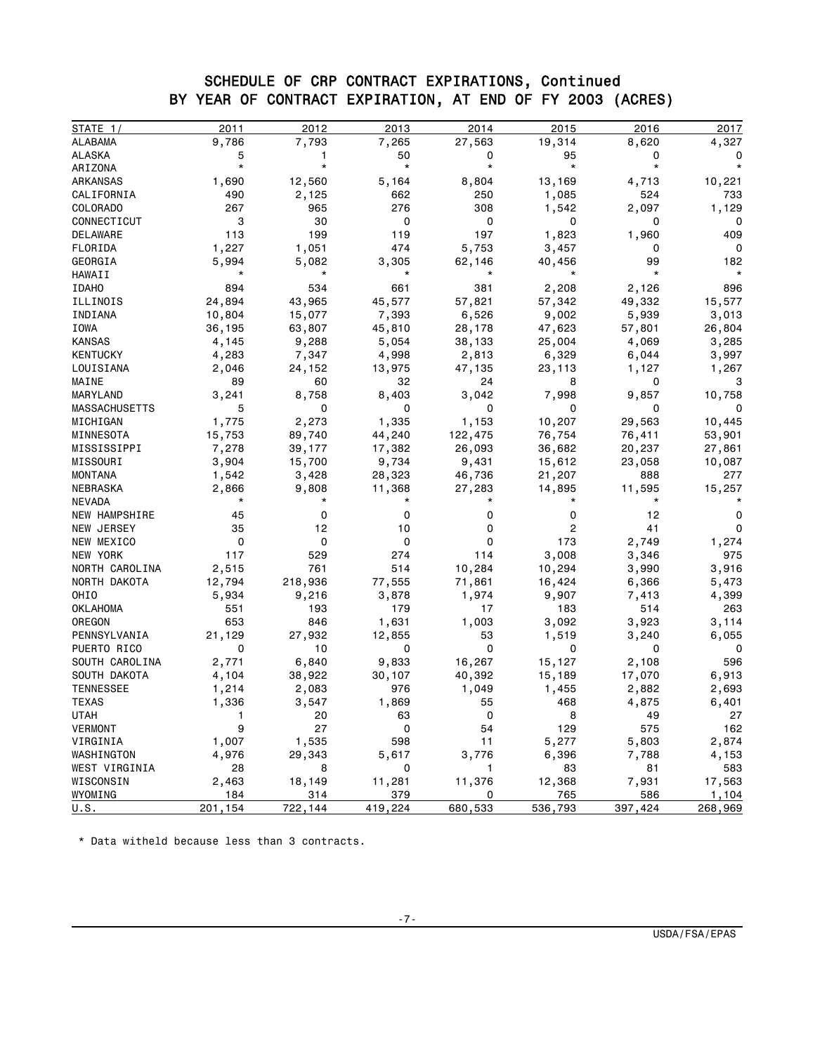## SCHEDULE OF CRP CONTRACT EXPIRATIONS, Continued
## BY YEAR OF CONTRACT EXPIRATION, AT END OF FY 2003 (ACRES)

| STATE 1/ | 2011 | 2012 | 2013 | 2014 | 2015 | 2016 | 2017 |
|---|---|---|---|---|---|---|---|
| ALABAMA | 9,786 | 7,793 | 7,265 | 27,563 | 19,314 | 8,620 | 4,327 |
| ALASKA | 5 | 1 | 50 | 0 | 95 | 0 | 0 |
| ARIZONA | * | * | * | * | * | * | * |
| ARKANSAS | 1,690 | 12,560 | 5,164 | 8,804 | 13,169 | 4,713 | 10,221 |
| CALIFORNIA | 490 | 2,125 | 662 | 250 | 1,085 | 524 | 733 |
| COLORADO | 267 | 965 | 276 | 308 | 1,542 | 2,097 | 1,129 |
| CONNECTICUT | 3 | 30 | 0 | 0 | 0 | 0 | 0 |
| DELAWARE | 113 | 199 | 119 | 197 | 1,823 | 1,960 | 409 |
| FLORIDA | 1,227 | 1,051 | 474 | 5,753 | 3,457 | 0 | 0 |
| GEORGIA | 5,994 | 5,082 | 3,305 | 62,146 | 40,456 | 99 | 182 |
| HAWAII | * | * | * | * | * | * | * |
| IDAHO | 894 | 534 | 661 | 381 | 2,208 | 2,126 | 896 |
| ILLINOIS | 24,894 | 43,965 | 45,577 | 57,821 | 57,342 | 49,332 | 15,577 |
| INDIANA | 10,804 | 15,077 | 7,393 | 6,526 | 9,002 | 5,939 | 3,013 |
| IOWA | 36,195 | 63,807 | 45,810 | 28,178 | 47,623 | 57,801 | 26,804 |
| KANSAS | 4,145 | 9,288 | 5,054 | 38,133 | 25,004 | 4,069 | 3,285 |
| KENTUCKY | 4,283 | 7,347 | 4,998 | 2,813 | 6,329 | 6,044 | 3,997 |
| LOUISIANA | 2,046 | 24,152 | 13,975 | 47,135 | 23,113 | 1,127 | 1,267 |
| MAINE | 89 | 60 | 32 | 24 | 8 | 0 | 3 |
| MARYLAND | 3,241 | 8,758 | 8,403 | 3,042 | 7,998 | 9,857 | 10,758 |
| MASSACHUSETTS | 5 | 0 | 0 | 0 | 0 | 0 | 0 |
| MICHIGAN | 1,775 | 2,273 | 1,335 | 1,153 | 10,207 | 29,563 | 10,445 |
| MINNESOTA | 15,753 | 89,740 | 44,240 | 122,475 | 76,754 | 76,411 | 53,901 |
| MISSISSIPPI | 7,278 | 39,177 | 17,382 | 26,093 | 36,682 | 20,237 | 27,861 |
| MISSOURI | 3,904 | 15,700 | 9,734 | 9,431 | 15,612 | 23,058 | 10,087 |
| MONTANA | 1,542 | 3,428 | 28,323 | 46,736 | 21,207 | 888 | 277 |
| NEBRASKA | 2,866 | 9,808 | 11,368 | 27,283 | 14,895 | 11,595 | 15,257 |
| NEVADA | * | * | * | * | * | * | * |
| NEW HAMPSHIRE | 45 | 0 | 0 | 0 | 0 | 12 | 0 |
| NEW JERSEY | 35 | 12 | 10 | 0 | 2 | 41 | 0 |
| NEW MEXICO | 0 | 0 | 0 | 0 | 173 | 2,749 | 1,274 |
| NEW YORK | 117 | 529 | 274 | 114 | 3,008 | 3,346 | 975 |
| NORTH CAROLINA | 2,515 | 761 | 514 | 10,284 | 10,294 | 3,990 | 3,916 |
| NORTH DAKOTA | 12,794 | 218,936 | 77,555 | 71,861 | 16,424 | 6,366 | 5,473 |
| OHIO | 5,934 | 9,216 | 3,878 | 1,974 | 9,907 | 7,413 | 4,399 |
| OKLAHOMA | 551 | 193 | 179 | 17 | 183 | 514 | 263 |
| OREGON | 653 | 846 | 1,631 | 1,003 | 3,092 | 3,923 | 3,114 |
| PENNSYLVANIA | 21,129 | 27,932 | 12,855 | 53 | 1,519 | 3,240 | 6,055 |
| PUERTO RICO | 0 | 10 | 0 | 0 | 0 | 0 | 0 |
| SOUTH CAROLINA | 2,771 | 6,840 | 9,833 | 16,267 | 15,127 | 2,108 | 596 |
| SOUTH DAKOTA | 4,104 | 38,922 | 30,107 | 40,392 | 15,189 | 17,070 | 6,913 |
| TENNESSEE | 1,214 | 2,083 | 976 | 1,049 | 1,455 | 2,882 | 2,693 |
| TEXAS | 1,336 | 3,547 | 1,869 | 55 | 468 | 4,875 | 6,401 |
| UTAH | 1 | 20 | 63 | 0 | 8 | 49 | 27 |
| VERMONT | 9 | 27 | 0 | 54 | 129 | 575 | 162 |
| VIRGINIA | 1,007 | 1,535 | 598 | 11 | 5,277 | 5,803 | 2,874 |
| WASHINGTON | 4,976 | 29,343 | 5,617 | 3,776 | 6,396 | 7,788 | 4,153 |
| WEST VIRGINIA | 28 | 8 | 0 | 1 | 83 | 81 | 583 |
| WISCONSIN | 2,463 | 18,149 | 11,281 | 11,376 | 12,368 | 7,931 | 17,563 |
| WYOMING | 184 | 314 | 379 | 0 | 765 | 586 | 1,104 |
| U.S. | 201,154 | 722,144 | 419,224 | 680,533 | 536,793 | 397,424 | 268,969 |

* Data witheld because less than 3 contracts.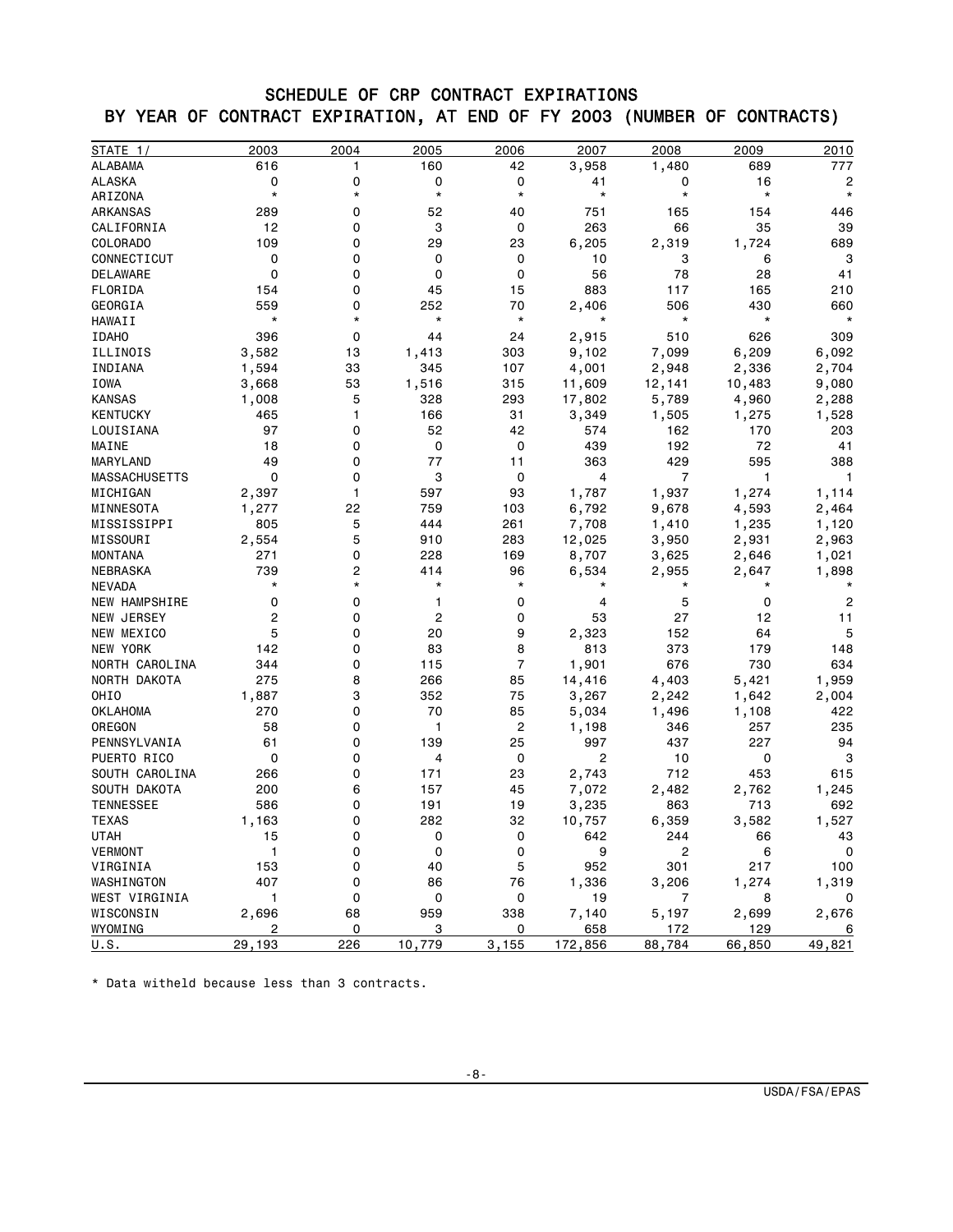## SCHEDULE OF CRP CONTRACT EXPIRATIONS
## BY YEAR OF CONTRACT EXPIRATION, AT END OF FY 2003 (NUMBER OF CONTRACTS)

| STATE 1/ | 2003 | 2004 | 2005 | 2006 | 2007 | 2008 | 2009 | 2010 |
|---|---|---|---|---|---|---|---|---|
| ALABAMA | 616 | 1 | 160 | 42 | 3,958 | 1,480 | 689 | 777 |
| ALASKA | 0 | 0 | 0 | 0 | 41 | 0 | 16 | 2 |
| ARIZONA | * | * | * | * | * | * | * | * |
| ARKANSAS | 289 | 0 | 52 | 40 | 751 | 165 | 154 | 446 |
| CALIFORNIA | 12 | 0 | 3 | 0 | 263 | 66 | 35 | 39 |
| COLORADO | 109 | 0 | 29 | 23 | 6,205 | 2,319 | 1,724 | 689 |
| CONNECTICUT | 0 | 0 | 0 | 0 | 10 | 3 | 6 | 3 |
| DELAWARE | 0 | 0 | 0 | 0 | 56 | 78 | 28 | 41 |
| FLORIDA | 154 | 0 | 45 | 15 | 883 | 117 | 165 | 210 |
| GEORGIA | 559 | 0 | 252 | 70 | 2,406 | 506 | 430 | 660 |
| HAWAII | * | * | * | * | * | * | * | * |
| IDAHO | 396 | 0 | 44 | 24 | 2,915 | 510 | 626 | 309 |
| ILLINOIS | 3,582 | 13 | 1,413 | 303 | 9,102 | 7,099 | 6,209 | 6,092 |
| INDIANA | 1,594 | 33 | 345 | 107 | 4,001 | 2,948 | 2,336 | 2,704 |
| IOWA | 3,668 | 53 | 1,516 | 315 | 11,609 | 12,141 | 10,483 | 9,080 |
| KANSAS | 1,008 | 5 | 328 | 293 | 17,802 | 5,789 | 4,960 | 2,288 |
| KENTUCKY | 465 | 1 | 166 | 31 | 3,349 | 1,505 | 1,275 | 1,528 |
| LOUISIANA | 97 | 0 | 52 | 42 | 574 | 162 | 170 | 203 |
| MAINE | 18 | 0 | 0 | 0 | 439 | 192 | 72 | 41 |
| MARYLAND | 49 | 0 | 77 | 11 | 363 | 429 | 595 | 388 |
| MASSACHUSETTS | 0 | 0 | 3 | 0 | 4 | 7 | 1 | 1 |
| MICHIGAN | 2,397 | 1 | 597 | 93 | 1,787 | 1,937 | 1,274 | 1,114 |
| MINNESOTA | 1,277 | 22 | 759 | 103 | 6,792 | 9,678 | 4,593 | 2,464 |
| MISSISSIPPI | 805 | 5 | 444 | 261 | 7,708 | 1,410 | 1,235 | 1,120 |
| MISSOURI | 2,554 | 5 | 910 | 283 | 12,025 | 3,950 | 2,931 | 2,963 |
| MONTANA | 271 | 0 | 228 | 169 | 8,707 | 3,625 | 2,646 | 1,021 |
| NEBRASKA | 739 | 2 | 414 | 96 | 6,534 | 2,955 | 2,647 | 1,898 |
| NEVADA | * | * | * | * | * | * | * | * |
| NEW HAMPSHIRE | 0 | 0 | 1 | 0 | 4 | 5 | 0 | 2 |
| NEW JERSEY | 2 | 0 | 2 | 0 | 53 | 27 | 12 | 11 |
| NEW MEXICO | 5 | 0 | 20 | 9 | 2,323 | 152 | 64 | 5 |
| NEW YORK | 142 | 0 | 83 | 8 | 813 | 373 | 179 | 148 |
| NORTH CAROLINA | 344 | 0 | 115 | 7 | 1,901 | 676 | 730 | 634 |
| NORTH DAKOTA | 275 | 8 | 266 | 85 | 14,416 | 4,403 | 5,421 | 1,959 |
| OHIO | 1,887 | 3 | 352 | 75 | 3,267 | 2,242 | 1,642 | 2,004 |
| OKLAHOMA | 270 | 0 | 70 | 85 | 5,034 | 1,496 | 1,108 | 422 |
| OREGON | 58 | 0 | 1 | 2 | 1,198 | 346 | 257 | 235 |
| PENNSYLVANIA | 61 | 0 | 139 | 25 | 997 | 437 | 227 | 94 |
| PUERTO RICO | 0 | 0 | 4 | 0 | 2 | 10 | 0 | 3 |
| SOUTH CAROLINA | 266 | 0 | 171 | 23 | 2,743 | 712 | 453 | 615 |
| SOUTH DAKOTA | 200 | 6 | 157 | 45 | 7,072 | 2,482 | 2,762 | 1,245 |
| TENNESSEE | 586 | 0 | 191 | 19 | 3,235 | 863 | 713 | 692 |
| TEXAS | 1,163 | 0 | 282 | 32 | 10,757 | 6,359 | 3,582 | 1,527 |
| UTAH | 15 | 0 | 0 | 0 | 642 | 244 | 66 | 43 |
| VERMONT | 1 | 0 | 0 | 0 | 9 | 2 | 6 | 0 |
| VIRGINIA | 153 | 0 | 40 | 5 | 952 | 301 | 217 | 100 |
| WASHINGTON | 407 | 0 | 86 | 76 | 1,336 | 3,206 | 1,274 | 1,319 |
| WEST VIRGINIA | 1 | 0 | 0 | 0 | 19 | 7 | 8 | 0 |
| WISCONSIN | 2,696 | 68 | 959 | 338 | 7,140 | 5,197 | 2,699 | 2,676 |
| WYOMING | 2 | 0 | 3 | 0 | 658 | 172 | 129 | 6 |
| U.S. | 29,193 | 226 | 10,779 | 3,155 | 172,856 | 88,784 | 66,850 | 49,821 |

* Data witheld because less than 3 contracts.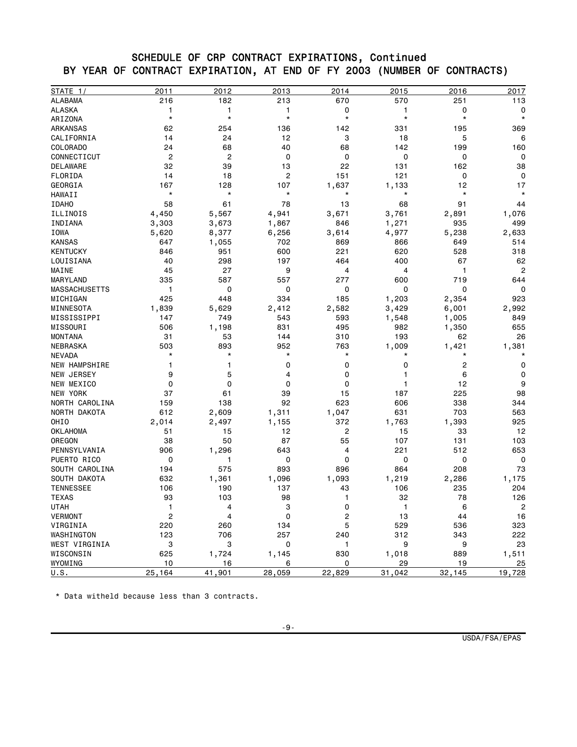## SCHEDULE OF CRP CONTRACT EXPIRATIONS, Continued
## BY YEAR OF CONTRACT EXPIRATION, AT END OF FY 2003 (NUMBER OF CONTRACTS)

| STATE 1/ | 2011 | 2012 | 2013 | 2014 | 2015 | 2016 | 2017 |
|---|---|---|---|---|---|---|---|
| ALABAMA | 216 | 182 | 213 | 670 | 570 | 251 | 113 |
| ALASKA | 1 | 1 | 1 | 0 | 1 | 0 | 0 |
| ARIZONA | * | * | * | * | * | * | * |
| ARKANSAS | 62 | 254 | 136 | 142 | 331 | 195 | 369 |
| CALIFORNIA | 14 | 24 | 12 | 3 | 18 | 5 | 6 |
| COLORADO | 24 | 68 | 40 | 68 | 142 | 199 | 160 |
| CONNECTICUT | 2 | 2 | 0 | 0 | 0 | 0 | 0 |
| DELAWARE | 32 | 39 | 13 | 22 | 131 | 162 | 38 |
| FLORIDA | 14 | 18 | 2 | 151 | 121 | 0 | 0 |
| GEORGIA | 167 | 128 | 107 | 1,637 | 1,133 | 12 | 17 |
| HAWAII | * | * | * | * | * | * | * |
| IDAHO | 58 | 61 | 78 | 13 | 68 | 91 | 44 |
| ILLINOIS | 4,450 | 5,567 | 4,941 | 3,671 | 3,761 | 2,891 | 1,076 |
| INDIANA | 3,303 | 3,673 | 1,867 | 846 | 1,271 | 935 | 499 |
| IOWA | 5,620 | 8,377 | 6,256 | 3,614 | 4,977 | 5,238 | 2,633 |
| KANSAS | 647 | 1,055 | 702 | 869 | 866 | 649 | 514 |
| KENTUCKY | 846 | 951 | 600 | 221 | 620 | 528 | 318 |
| LOUISIANA | 40 | 298 | 197 | 464 | 400 | 67 | 62 |
| MAINE | 45 | 27 | 9 | 4 | 4 | 1 | 2 |
| MARYLAND | 335 | 587 | 557 | 277 | 600 | 719 | 644 |
| MASSACHUSETTS | 1 | 0 | 0 | 0 | 0 | 0 | 0 |
| MICHIGAN | 425 | 448 | 334 | 185 | 1,203 | 2,354 | 923 |
| MINNESOTA | 1,839 | 5,629 | 2,412 | 2,582 | 3,429 | 6,001 | 2,992 |
| MISSISSIPPI | 147 | 749 | 543 | 593 | 1,548 | 1,005 | 849 |
| MISSOURI | 506 | 1,198 | 831 | 495 | 982 | 1,350 | 655 |
| MONTANA | 31 | 53 | 144 | 310 | 193 | 62 | 26 |
| NEBRASKA | 503 | 893 | 952 | 763 | 1,009 | 1,421 | 1,381 |
| NEVADA | * | * | * | * | * | * | * |
| NEW HAMPSHIRE | 1 | 1 | 0 | 0 | 0 | 2 | 0 |
| NEW JERSEY | 9 | 5 | 4 | 0 | 1 | 6 | 0 |
| NEW MEXICO | 0 | 0 | 0 | 0 | 1 | 12 | 9 |
| NEW YORK | 37 | 61 | 39 | 15 | 187 | 225 | 98 |
| NORTH CAROLINA | 159 | 138 | 92 | 623 | 606 | 338 | 344 |
| NORTH DAKOTA | 612 | 2,609 | 1,311 | 1,047 | 631 | 703 | 563 |
| OHIO | 2,014 | 2,497 | 1,155 | 372 | 1,763 | 1,393 | 925 |
| OKLAHOMA | 51 | 15 | 12 | 2 | 15 | 33 | 12 |
| OREGON | 38 | 50 | 87 | 55 | 107 | 131 | 103 |
| PENNSYLVANIA | 906 | 1,296 | 643 | 4 | 221 | 512 | 653 |
| PUERTO RICO | 0 | 1 | 0 | 0 | 0 | 0 | 0 |
| SOUTH CAROLINA | 194 | 575 | 893 | 896 | 864 | 208 | 73 |
| SOUTH DAKOTA | 632 | 1,361 | 1,096 | 1,093 | 1,219 | 2,286 | 1,175 |
| TENNESSEE | 106 | 190 | 137 | 43 | 106 | 235 | 204 |
| TEXAS | 93 | 103 | 98 | 1 | 32 | 78 | 126 |
| UTAH | 1 | 4 | 3 | 0 | 1 | 6 | 2 |
| VERMONT | 2 | 4 | 0 | 2 | 13 | 44 | 16 |
| VIRGINIA | 220 | 260 | 134 | 5 | 529 | 536 | 323 |
| WASHINGTON | 123 | 706 | 257 | 240 | 312 | 343 | 222 |
| WEST VIRGINIA | 3 | 3 | 0 | 1 | 9 | 9 | 23 |
| WISCONSIN | 625 | 1,724 | 1,145 | 830 | 1,018 | 889 | 1,511 |
| WYOMING | 10 | 16 | 6 | 0 | 29 | 19 | 25 |
| U.S. | 25,164 | 41,901 | 28,059 | 22,829 | 31,042 | 32,145 | 19,728 |

* Data witheld because less than 3 contracts.

USDA/FSA/EPAS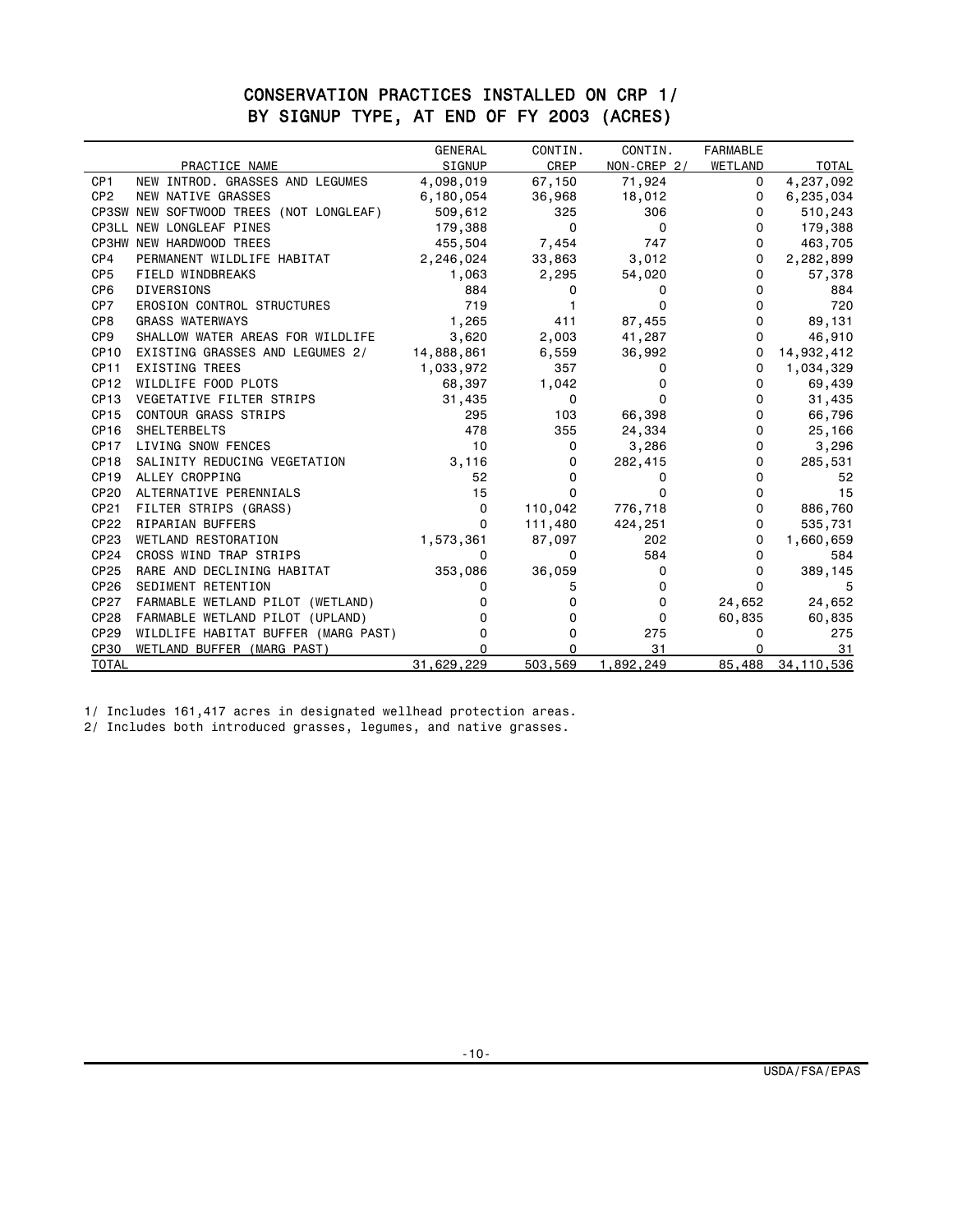# CONSERVATION PRACTICES INSTALLED ON CRP 1/ BY SIGNUP TYPE, AT END OF FY 2003 (ACRES)

| | PRACTICE NAME | GENERAL SIGNUP | CONTIN. CREP | CONTIN. NON-CREP 2/ | FARMABLE WETLAND | TOTAL |
|---|---|---|---|---|---|---|
| CP1 | NEW INTROD. GRASSES AND LEGUMES | 4,098,019 | 67,150 | 71,924 | 0 | 4,237,092 |
| CP2 | NEW NATIVE GRASSES | 6,180,054 | 36,968 | 18,012 | 0 | 6,235,034 |
| CP3SW | NEW SOFTWOOD TREES (NOT LONGLEAF) | 509,612 | 325 | 306 | 0 | 510,243 |
| CP3LL | NEW LONGLEAF PINES | 179,388 | 0 | 0 | 0 | 179,388 |
| CP3HW | NEW HARDWOOD TREES | 455,504 | 7,454 | 747 | 0 | 463,705 |
| CP4 | PERMANENT WILDLIFE HABITAT | 2,246,024 | 33,863 | 3,012 | 0 | 2,282,899 |
| CP5 | FIELD WINDBREAKS | 1,063 | 2,295 | 54,020 | 0 | 57,378 |
| CP6 | DIVERSIONS | 884 | 0 | 0 | 0 | 884 |
| CP7 | EROSION CONTROL STRUCTURES | 719 | 1 | 0 | 0 | 720 |
| CP8 | GRASS WATERWAYS | 1,265 | 411 | 87,455 | 0 | 89,131 |
| CP9 | SHALLOW WATER AREAS FOR WILDLIFE | 3,620 | 2,003 | 41,287 | 0 | 46,910 |
| CP10 | EXISTING GRASSES AND LEGUMES 2/ | 14,888,861 | 6,559 | 36,992 | 0 | 14,932,412 |
| CP11 | EXISTING TREES | 1,033,972 | 357 | 0 | 0 | 1,034,329 |
| CP12 | WILDLIFE FOOD PLOTS | 68,397 | 1,042 | 0 | 0 | 69,439 |
| CP13 | VEGETATIVE FILTER STRIPS | 31,435 | 0 | 0 | 0 | 31,435 |
| CP15 | CONTOUR GRASS STRIPS | 295 | 103 | 66,398 | 0 | 66,796 |
| CP16 | SHELTERBELTS | 478 | 355 | 24,334 | 0 | 25,166 |
| CP17 | LIVING SNOW FENCES | 10 | 0 | 3,286 | 0 | 3,296 |
| CP18 | SALINITY REDUCING VEGETATION | 3,116 | 0 | 282,415 | 0 | 285,531 |
| CP19 | ALLEY CROPPING | 52 | 0 | 0 | 0 | 52 |
| CP20 | ALTERNATIVE PERENNIALS | 15 | 0 | 0 | 0 | 15 |
| CP21 | FILTER STRIPS (GRASS) | 0 | 110,042 | 776,718 | 0 | 886,760 |
| CP22 | RIPARIAN BUFFERS | 0 | 111,480 | 424,251 | 0 | 535,731 |
| CP23 | WETLAND RESTORATION | 1,573,361 | 87,097 | 202 | 0 | 1,660,659 |
| CP24 | CROSS WIND TRAP STRIPS | 0 | 0 | 584 | 0 | 584 |
| CP25 | RARE AND DECLINING HABITAT | 353,086 | 36,059 | 0 | 0 | 389,145 |
| CP26 | SEDIMENT RETENTION | 0 | 5 | 0 | 0 | 5 |
| CP27 | FARMABLE WETLAND PILOT (WETLAND) | 0 | 0 | 0 | 24,652 | 24,652 |
| CP28 | FARMABLE WETLAND PILOT (UPLAND) | 0 | 0 | 0 | 60,835 | 60,835 |
| CP29 | WILDLIFE HABITAT BUFFER (MARG PAST) | 0 | 0 | 275 | 0 | 275 |
| CP30 | WETLAND BUFFER (MARG PAST) | 0 | 0 | 31 | 0 | 31 |
| TOTAL | | 31,629,229 | 503,569 | 1,892,249 | 85,488 | 34,110,536 |

1/ Includes 161,417 acres in designated wellhead protection areas.
2/ Includes both introduced grasses, legumes, and native grasses.

USDA/FSA/EPAS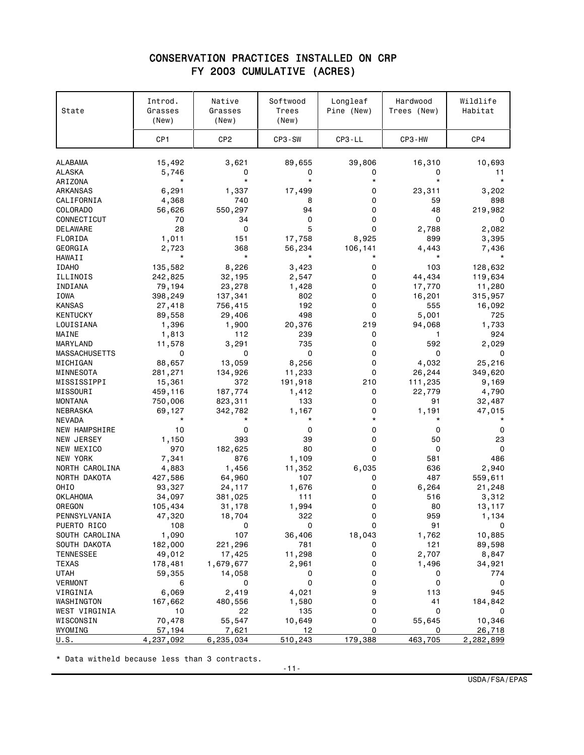# CONSERVATION PRACTICES INSTALLED ON CRP
## FY 2003 CUMULATIVE (ACRES)

| State | Introd. Grasses (New) | Native Grasses (New) | Softwood Trees (New) | Longleaf Pine (New) | Hardwood Trees (New) | Wildlife Habitat |
|---|---|---|---|---|---|---|
| | CP1 | CP2 | CP3-SW | CP3-LL | CP3-HW | CP4 |
| ALABAMA | 15,492 | 3,621 | 89,655 | 39,806 | 16,310 | 10,693 |
| ALASKA | 5,746 | 0 | 0 | 0 | 0 | 11 |
| ARIZONA | * | * | * | * | * | * |
| ARKANSAS | 6,291 | 1,337 | 17,499 | 0 | 23,311 | 3,202 |
| CALIFORNIA | 4,368 | 740 | 8 | 0 | 59 | 898 |
| COLORADO | 56,626 | 550,297 | 94 | 0 | 48 | 219,982 |
| CONNECTICUT | 70 | 34 | 0 | 0 | 0 | 0 |
| DELAWARE | 28 | 0 | 5 | 0 | 2,788 | 2,082 |
| FLORIDA | 1,011 | 151 | 17,758 | 8,925 | 899 | 3,395 |
| GEORGIA | 2,723 | 368 | 56,234 | 106,141 | 4,443 | 7,436 |
| HAWAII | * | * | * | * | * | * |
| IDAHO | 135,582 | 8,226 | 3,423 | 0 | 103 | 128,632 |
| ILLINOIS | 242,825 | 32,195 | 2,547 | 0 | 44,434 | 119,634 |
| INDIANA | 79,194 | 23,278 | 1,428 | 0 | 17,770 | 11,280 |
| IOWA | 398,249 | 137,341 | 802 | 0 | 16,201 | 315,957 |
| KANSAS | 27,418 | 756,415 | 192 | 0 | 555 | 16,092 |
| KENTUCKY | 89,558 | 29,406 | 498 | 0 | 5,001 | 725 |
| LOUISIANA | 1,396 | 1,900 | 20,376 | 219 | 94,068 | 1,733 |
| MAINE | 1,813 | 112 | 239 | 0 | 1 | 924 |
| MARYLAND | 11,578 | 3,291 | 735 | 0 | 592 | 2,029 |
| MASSACHUSETTS | 0 | 0 | 0 | 0 | 0 | 0 |
| MICHIGAN | 88,657 | 13,059 | 8,256 | 0 | 4,032 | 25,216 |
| MINNESOTA | 281,271 | 134,926 | 11,233 | 0 | 26,244 | 349,620 |
| MISSISSIPPI | 15,361 | 372 | 191,918 | 210 | 111,235 | 9,169 |
| MISSOURI | 459,116 | 187,774 | 1,412 | 0 | 22,779 | 4,790 |
| MONTANA | 750,006 | 823,311 | 133 | 0 | 91 | 32,487 |
| NEBRASKA | 69,127 | 342,782 | 1,167 | 0 | 1,191 | 47,015 |
| NEVADA | * | * | * | * | * | * |
| NEW HAMPSHIRE | 10 | 0 | 0 | 0 | 0 | 0 |
| NEW JERSEY | 1,150 | 393 | 39 | 0 | 50 | 23 |
| NEW MEXICO | 970 | 182,625 | 80 | 0 | 0 | 0 |
| NEW YORK | 7,341 | 876 | 1,109 | 0 | 581 | 486 |
| NORTH CAROLINA | 4,883 | 1,456 | 11,352 | 6,035 | 636 | 2,940 |
| NORTH DAKOTA | 427,586 | 64,960 | 107 | 0 | 487 | 559,611 |
| OHIO | 93,327 | 24,117 | 1,676 | 0 | 6,264 | 21,248 |
| OKLAHOMA | 34,097 | 381,025 | 111 | 0 | 516 | 3,312 |
| OREGON | 105,434 | 31,178 | 1,994 | 0 | 80 | 13,117 |
| PENNSYLVANIA | 47,320 | 18,704 | 322 | 0 | 959 | 1,134 |
| PUERTO RICO | 108 | 0 | 0 | 0 | 91 | 0 |
| SOUTH CAROLINA | 1,090 | 107 | 36,406 | 18,043 | 1,762 | 10,885 |
| SOUTH DAKOTA | 182,000 | 221,296 | 781 | 0 | 121 | 89,598 |
| TENNESSEE | 49,012 | 17,425 | 11,298 | 0 | 2,707 | 8,847 |
| TEXAS | 178,481 | 1,679,677 | 2,961 | 0 | 1,496 | 34,921 |
| UTAH | 59,355 | 14,058 | 0 | 0 | 0 | 774 |
| VERMONT | 6 | 0 | 0 | 0 | 0 | 0 |
| VIRGINIA | 6,069 | 2,419 | 4,021 | 9 | 113 | 945 |
| WASHINGTON | 167,662 | 480,556 | 1,580 | 0 | 41 | 184,842 |
| WEST VIRGINIA | 10 | 22 | 135 | 0 | 0 | 0 |
| WISCONSIN | 70,478 | 55,547 | 10,649 | 0 | 55,645 | 10,346 |
| WYOMING | 57,194 | 7,621 | 12 | 0 | 0 | 26,718 |
| U.S. | 4,237,092 | 6,235,034 | 510,243 | 179,388 | 463,705 | 2,282,899 |

* Data witheld because less than 3 contracts.

USDA/FSA/EPAS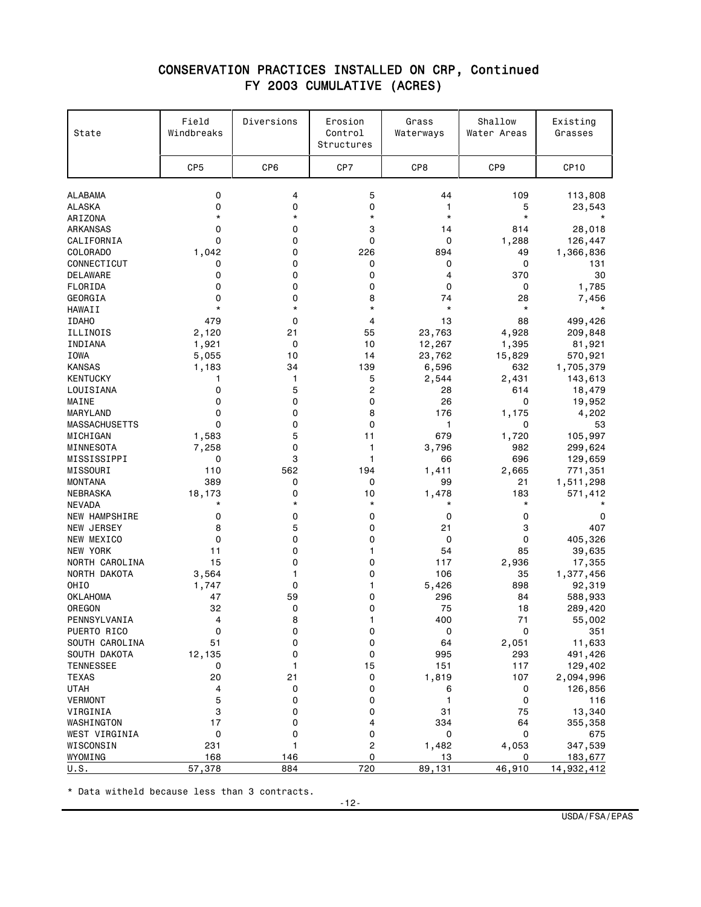## CONSERVATION PRACTICES INSTALLED ON CRP, Continued
## FY 2003 CUMULATIVE (ACRES)

| State | Field Windbreaks | Diversions | Erosion Control Structures | Grass Waterways | Shallow Water Areas | Existing Grasses |
|---|---|---|---|---|---|---|
| | CP5 | CP6 | CP7 | CP8 | CP9 | CP10 |
| ALABAMA | 0 | 4 | 5 | 44 | 109 | 113,808 |
| ALASKA | 0 | 0 | 0 | 1 | 5 | 23,543 |
| ARIZONA | * | * | * | * | * | * |
| ARKANSAS | 0 | 0 | 3 | 14 | 814 | 28,018 |
| CALIFORNIA | 0 | 0 | 0 | 0 | 1,288 | 126,447 |
| COLORADO | 1,042 | 0 | 226 | 894 | 49 | 1,366,836 |
| CONNECTICUT | 0 | 0 | 0 | 0 | 0 | 131 |
| DELAWARE | 0 | 0 | 0 | 4 | 370 | 30 |
| FLORIDA | 0 | 0 | 0 | 0 | 0 | 1,785 |
| GEORGIA | 0 | 0 | 8 | 74 | 28 | 7,456 |
| HAWAII | * | * | * | * | * | * |
| IDAHO | 479 | 0 | 4 | 13 | 88 | 499,426 |
| ILLINOIS | 2,120 | 21 | 55 | 23,763 | 4,928 | 209,848 |
| INDIANA | 1,921 | 0 | 10 | 12,267 | 1,395 | 81,921 |
| IOWA | 5,055 | 10 | 14 | 23,762 | 15,829 | 570,921 |
| KANSAS | 1,183 | 34 | 139 | 6,596 | 632 | 1,705,379 |
| KENTUCKY | 1 | 1 | 5 | 2,544 | 2,431 | 143,613 |
| LOUISIANA | 0 | 5 | 2 | 28 | 614 | 18,479 |
| MAINE | 0 | 0 | 0 | 26 | 0 | 19,952 |
| MARYLAND | 0 | 0 | 8 | 176 | 1,175 | 4,202 |
| MASSACHUSETTS | 0 | 0 | 0 | 1 | 0 | 53 |
| MICHIGAN | 1,583 | 5 | 11 | 679 | 1,720 | 105,997 |
| MINNESOTA | 7,258 | 0 | 1 | 3,796 | 982 | 299,624 |
| MISSISSIPPI | 0 | 3 | 1 | 66 | 696 | 129,659 |
| MISSOURI | 110 | 562 | 194 | 1,411 | 2,665 | 771,351 |
| MONTANA | 389 | 0 | 0 | 99 | 21 | 1,511,298 |
| NEBRASKA | 18,173 | 0 | 10 | 1,478 | 183 | 571,412 |
| NEVADA | * | * | * | * | * | * |
| NEW HAMPSHIRE | 0 | 0 | 0 | 0 | 0 | 0 |
| NEW JERSEY | 8 | 5 | 0 | 21 | 3 | 407 |
| NEW MEXICO | 0 | 0 | 0 | 0 | 0 | 405,326 |
| NEW YORK | 11 | 0 | 1 | 54 | 85 | 39,635 |
| NORTH CAROLINA | 15 | 0 | 0 | 117 | 2,936 | 17,355 |
| NORTH DAKOTA | 3,564 | 1 | 0 | 106 | 35 | 1,377,456 |
| OHIO | 1,747 | 0 | 1 | 5,426 | 898 | 92,319 |
| OKLAHOMA | 47 | 59 | 0 | 296 | 84 | 588,933 |
| OREGON | 32 | 0 | 0 | 75 | 18 | 289,420 |
| PENNSYLVANIA | 4 | 8 | 1 | 400 | 71 | 55,002 |
| PUERTO RICO | 0 | 0 | 0 | 0 | 0 | 351 |
| SOUTH CAROLINA | 51 | 0 | 0 | 64 | 2,051 | 11,633 |
| SOUTH DAKOTA | 12,135 | 0 | 0 | 995 | 293 | 491,426 |
| TENNESSEE | 0 | 1 | 15 | 151 | 117 | 129,402 |
| TEXAS | 20 | 21 | 0 | 1,819 | 107 | 2,094,996 |
| UTAH | 4 | 0 | 0 | 6 | 0 | 126,856 |
| VERMONT | 5 | 0 | 0 | 1 | 0 | 116 |
| VIRGINIA | 3 | 0 | 0 | 31 | 75 | 13,340 |
| WASHINGTON | 17 | 0 | 4 | 334 | 64 | 355,358 |
| WEST VIRGINIA | 0 | 0 | 0 | 0 | 0 | 675 |
| WISCONSIN | 231 | 1 | 2 | 1,482 | 4,053 | 347,539 |
| WYOMING | 168 | 146 | 0 | 13 | 0 | 183,677 |
| U.S. | 57,378 | 884 | 720 | 89,131 | 46,910 | 14,932,412 |

* Data witheld because less than 3 contracts.

USDA/FSA/EPAS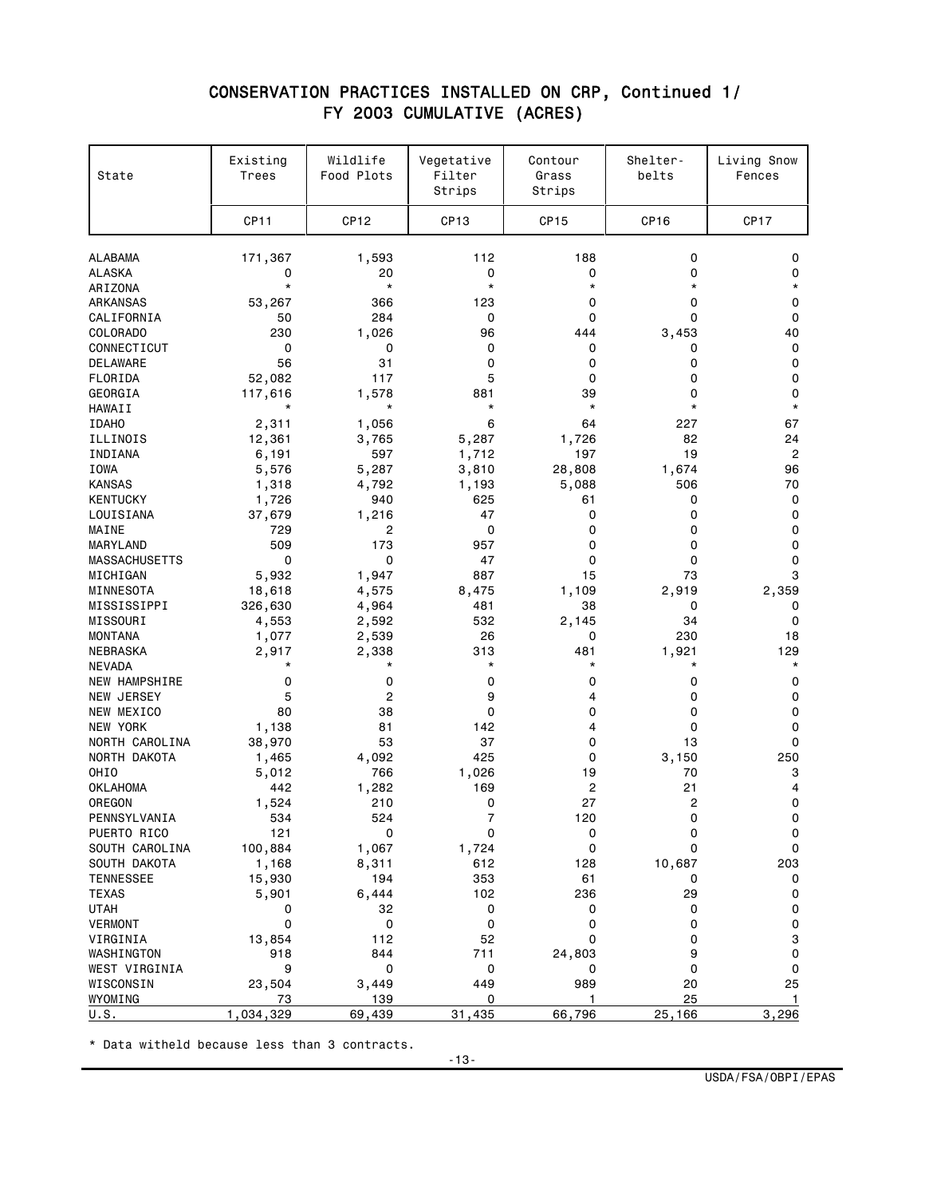# CONSERVATION PRACTICES INSTALLED ON CRP, Continued 1/
## FY 2003 CUMULATIVE (ACRES)

| State | Existing Trees | Wildlife Food Plots | Vegetative Filter Strips | Contour Grass Strips | Shelter-belts | Living Snow Fences |
|---|---|---|---|---|---|---|
| | CP11 | CP12 | CP13 | CP15 | CP16 | CP17 |
| ALABAMA | 171,367 | 1,593 | 112 | 188 | 0 | 0 |
| ALASKA | 0 | 20 | 0 | 0 | 0 | 0 |
| ARIZONA | * | * | * | * | * | * |
| ARKANSAS | 53,267 | 366 | 123 | 0 | 0 | 0 |
| CALIFORNIA | 50 | 284 | 0 | 0 | 0 | 0 |
| COLORADO | 230 | 1,026 | 96 | 444 | 3,453 | 40 |
| CONNECTICUT | 0 | 0 | 0 | 0 | 0 | 0 |
| DELAWARE | 56 | 31 | 0 | 0 | 0 | 0 |
| FLORIDA | 52,082 | 117 | 5 | 0 | 0 | 0 |
| GEORGIA | 117,616 | 1,578 | 881 | 39 | 0 | 0 |
| HAWAII | * | * | * | * | * | * |
| IDAHO | 2,311 | 1,056 | 6 | 64 | 227 | 67 |
| ILLINOIS | 12,361 | 3,765 | 5,287 | 1,726 | 82 | 24 |
| INDIANA | 6,191 | 597 | 1,712 | 197 | 19 | 2 |
| IOWA | 5,576 | 5,287 | 3,810 | 28,808 | 1,674 | 96 |
| KANSAS | 1,318 | 4,792 | 1,193 | 5,088 | 506 | 70 |
| KENTUCKY | 1,726 | 940 | 625 | 61 | 0 | 0 |
| LOUISIANA | 37,679 | 1,216 | 47 | 0 | 0 | 0 |
| MAINE | 729 | 2 | 0 | 0 | 0 | 0 |
| MARYLAND | 509 | 173 | 957 | 0 | 0 | 0 |
| MASSACHUSETTS | 0 | 0 | 47 | 0 | 0 | 0 |
| MICHIGAN | 5,932 | 1,947 | 887 | 15 | 73 | 3 |
| MINNESOTA | 18,618 | 4,575 | 8,475 | 1,109 | 2,919 | 2,359 |
| MISSISSIPPI | 326,630 | 4,964 | 481 | 38 | 0 | 0 |
| MISSOURI | 4,553 | 2,592 | 532 | 2,145 | 34 | 0 |
| MONTANA | 1,077 | 2,539 | 26 | 0 | 230 | 18 |
| NEBRASKA | 2,917 | 2,338 | 313 | 481 | 1,921 | 129 |
| NEVADA | * | * | * | * | * | * |
| NEW HAMPSHIRE | 0 | 0 | 0 | 0 | 0 | 0 |
| NEW JERSEY | 5 | 2 | 9 | 4 | 0 | 0 |
| NEW MEXICO | 80 | 38 | 0 | 0 | 0 | 0 |
| NEW YORK | 1,138 | 81 | 142 | 4 | 0 | 0 |
| NORTH CAROLINA | 38,970 | 53 | 37 | 0 | 13 | 0 |
| NORTH DAKOTA | 1,465 | 4,092 | 425 | 0 | 3,150 | 250 |
| OHIO | 5,012 | 766 | 1,026 | 19 | 70 | 3 |
| OKLAHOMA | 442 | 1,282 | 169 | 2 | 21 | 4 |
| OREGON | 1,524 | 210 | 0 | 27 | 2 | 0 |
| PENNSYLVANIA | 534 | 524 | 7 | 120 | 0 | 0 |
| PUERTO RICO | 121 | 0 | 0 | 0 | 0 | 0 |
| SOUTH CAROLINA | 100,884 | 1,067 | 1,724 | 0 | 0 | 0 |
| SOUTH DAKOTA | 1,168 | 8,311 | 612 | 128 | 10,687 | 203 |
| TENNESSEE | 15,930 | 194 | 353 | 61 | 0 | 0 |
| TEXAS | 5,901 | 6,444 | 102 | 236 | 29 | 0 |
| UTAH | 0 | 32 | 0 | 0 | 0 | 0 |
| VERMONT | 0 | 0 | 0 | 0 | 0 | 0 |
| VIRGINIA | 13,854 | 112 | 52 | 0 | 0 | 3 |
| WASHINGTON | 918 | 844 | 711 | 24,803 | 9 | 0 |
| WEST VIRGINIA | 9 | 0 | 0 | 0 | 0 | 0 |
| WISCONSIN | 23,504 | 3,449 | 449 | 989 | 20 | 25 |
| WYOMING | 73 | 139 | 0 | 1 | 25 | 1 |
| U.S. | 1,034,329 | 69,439 | 31,435 | 66,796 | 25,166 | 3,296 |

* Data witheld because less than 3 contracts.

USDA/FSA/OBPI/EPAS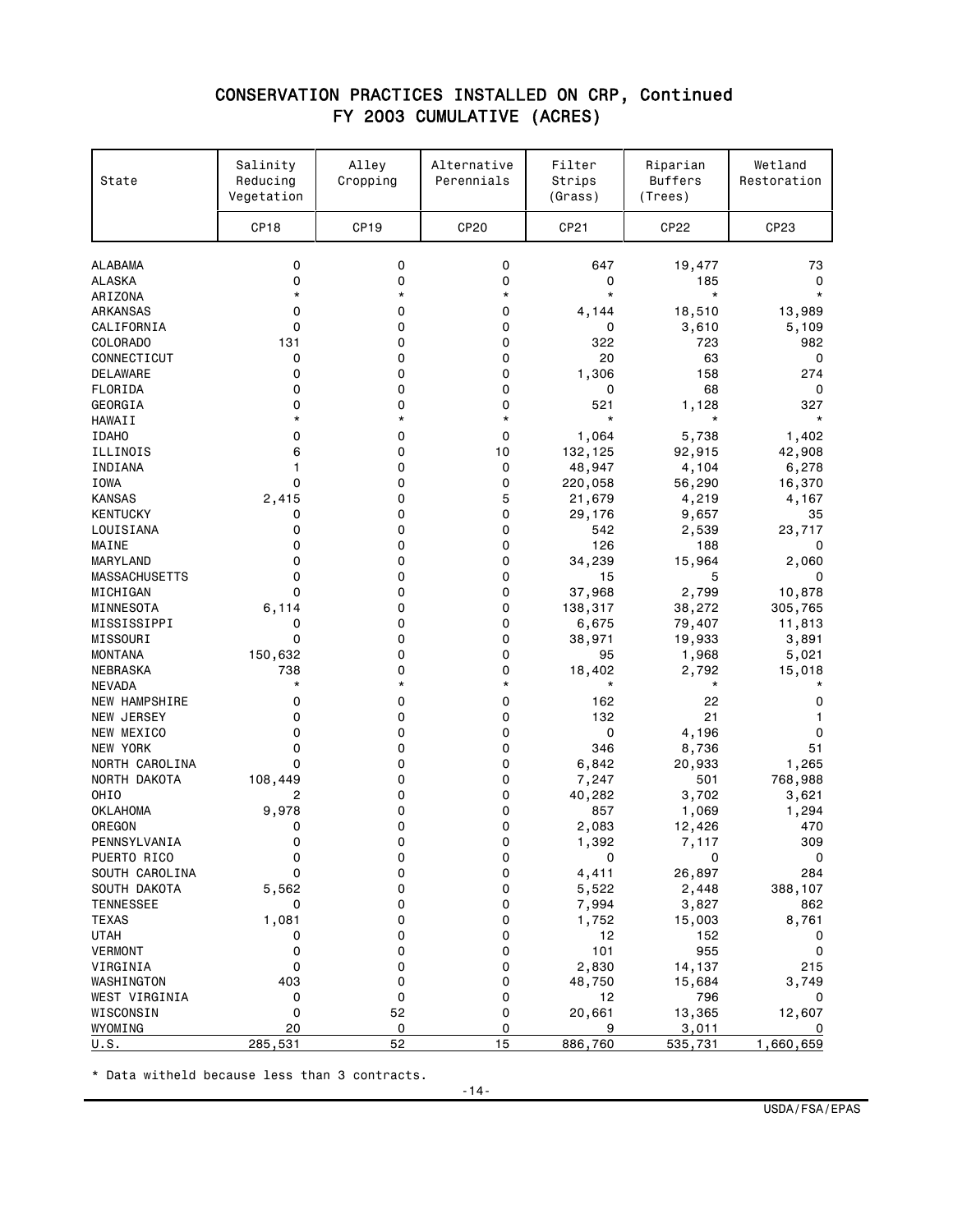# CONSERVATION PRACTICES INSTALLED ON CRP, Continued
## FY 2003 CUMULATIVE (ACRES)

| State | Salinity Reducing Vegetation | Alley Cropping | Alternative Perennials | Filter Strips (Grass) | Riparian Buffers (Trees) | Wetland Restoration |
|---|---|---|---|---|---|---|
| | CP18 | CP19 | CP20 | CP21 | CP22 | CP23 |
| ALABAMA | 0 | 0 | 0 | 647 | 19,477 | 73 |
| ALASKA | 0 | 0 | 0 | 0 | 185 | 0 |
| ARIZONA | * | * | * | * | * | * |
| ARKANSAS | 0 | 0 | 0 | 4,144 | 18,510 | 13,989 |
| CALIFORNIA | 0 | 0 | 0 | 0 | 3,610 | 5,109 |
| COLORADO | 131 | 0 | 0 | 322 | 723 | 982 |
| CONNECTICUT | 0 | 0 | 0 | 20 | 63 | 0 |
| DELAWARE | 0 | 0 | 0 | 1,306 | 158 | 274 |
| FLORIDA | 0 | 0 | 0 | 0 | 68 | 0 |
| GEORGIA | 0 | 0 | 0 | 521 | 1,128 | 327 |
| HAWAII | * | * | * | * | * | * |
| IDAHO | 0 | 0 | 0 | 1,064 | 5,738 | 1,402 |
| ILLINOIS | 6 | 0 | 10 | 132,125 | 92,915 | 42,908 |
| INDIANA | 1 | 0 | 0 | 48,947 | 4,104 | 6,278 |
| IOWA | 0 | 0 | 0 | 220,058 | 56,290 | 16,370 |
| KANSAS | 2,415 | 0 | 5 | 21,679 | 4,219 | 4,167 |
| KENTUCKY | 0 | 0 | 0 | 29,176 | 9,657 | 35 |
| LOUISIANA | 0 | 0 | 0 | 542 | 2,539 | 23,717 |
| MAINE | 0 | 0 | 0 | 126 | 188 | 0 |
| MARYLAND | 0 | 0 | 0 | 34,239 | 15,964 | 2,060 |
| MASSACHUSETTS | 0 | 0 | 0 | 15 | 5 | 0 |
| MICHIGAN | 0 | 0 | 0 | 37,968 | 2,799 | 10,878 |
| MINNESOTA | 6,114 | 0 | 0 | 138,317 | 38,272 | 305,765 |
| MISSISSIPPI | 0 | 0 | 0 | 6,675 | 79,407 | 11,813 |
| MISSOURI | 0 | 0 | 0 | 38,971 | 19,933 | 3,891 |
| MONTANA | 150,632 | 0 | 0 | 95 | 1,968 | 5,021 |
| NEBRASKA | 738 | 0 | 0 | 18,402 | 2,792 | 15,018 |
| NEVADA | * | * | * | * | * | * |
| NEW HAMPSHIRE | 0 | 0 | 0 | 162 | 22 | 0 |
| NEW JERSEY | 0 | 0 | 0 | 132 | 21 | 1 |
| NEW MEXICO | 0 | 0 | 0 | 0 | 4,196 | 0 |
| NEW YORK | 0 | 0 | 0 | 346 | 8,736 | 51 |
| NORTH CAROLINA | 0 | 0 | 0 | 6,842 | 20,933 | 1,265 |
| NORTH DAKOTA | 108,449 | 0 | 0 | 7,247 | 501 | 768,988 |
| OHIO | 2 | 0 | 0 | 40,282 | 3,702 | 3,621 |
| OKLAHOMA | 9,978 | 0 | 0 | 857 | 1,069 | 1,294 |
| OREGON | 0 | 0 | 0 | 2,083 | 12,426 | 470 |
| PENNSYLVANIA | 0 | 0 | 0 | 1,392 | 7,117 | 309 |
| PUERTO RICO | 0 | 0 | 0 | 0 | 0 | 0 |
| SOUTH CAROLINA | 0 | 0 | 0 | 4,411 | 26,897 | 284 |
| SOUTH DAKOTA | 5,562 | 0 | 0 | 5,522 | 2,448 | 388,107 |
| TENNESSEE | 0 | 0 | 0 | 7,994 | 3,827 | 862 |
| TEXAS | 1,081 | 0 | 0 | 1,752 | 15,003 | 8,761 |
| UTAH | 0 | 0 | 0 | 12 | 152 | 0 |
| VERMONT | 0 | 0 | 0 | 101 | 955 | 0 |
| VIRGINIA | 0 | 0 | 0 | 2,830 | 14,137 | 215 |
| WASHINGTON | 403 | 0 | 0 | 48,750 | 15,684 | 3,749 |
| WEST VIRGINIA | 0 | 0 | 0 | 12 | 796 | 0 |
| WISCONSIN | 0 | 52 | 0 | 20,661 | 13,365 | 12,607 |
| WYOMING | 20 | 0 | 0 | 9 | 3,011 | 0 |
| U.S. | 285,531 | 52 | 15 | 886,760 | 535,731 | 1,660,659 |

* Data witheld because less than 3 contracts.

USDA/FSA/EPAS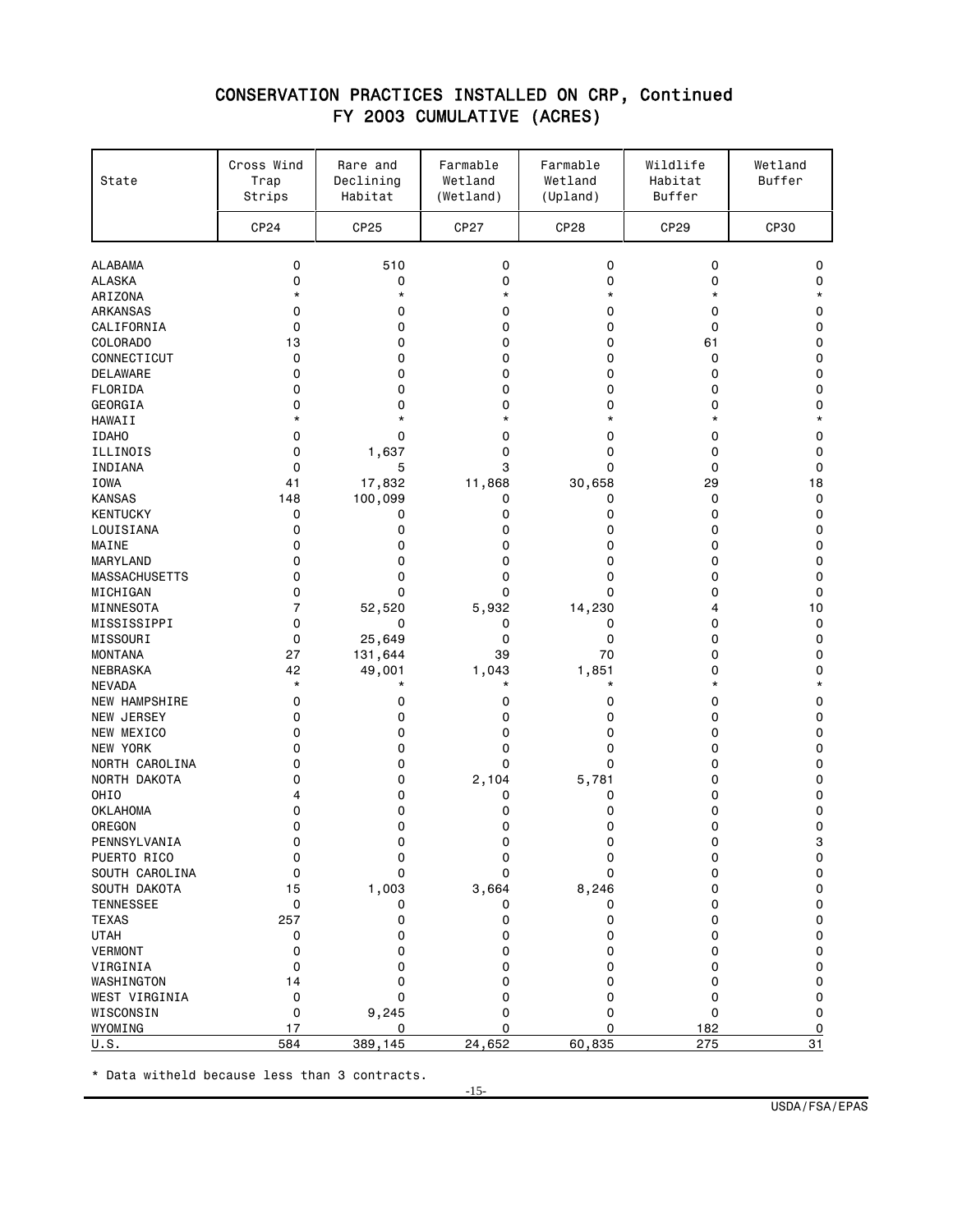# CONSERVATION PRACTICES INSTALLED ON CRP, Continued
## FY 2003 CUMULATIVE (ACRES)

| State | Cross Wind Trap Strips | Rare and Declining Habitat | Farmable Wetland (Wetland) | Farmable Wetland (Upland) | Wildlife Habitat Buffer | Wetland Buffer |
|---|---|---|---|---|---|---|
| | CP24 | CP25 | CP27 | CP28 | CP29 | CP30 |
| ALABAMA | 0 | 510 | 0 | 0 | 0 | 0 |
| ALASKA | 0 | 0 | 0 | 0 | 0 | 0 |
| ARIZONA | * | * | * | * | * | * |
| ARKANSAS | 0 | 0 | 0 | 0 | 0 | 0 |
| CALIFORNIA | 0 | 0 | 0 | 0 | 0 | 0 |
| COLORADO | 13 | 0 | 0 | 0 | 61 | 0 |
| CONNECTICUT | 0 | 0 | 0 | 0 | 0 | 0 |
| DELAWARE | 0 | 0 | 0 | 0 | 0 | 0 |
| FLORIDA | 0 | 0 | 0 | 0 | 0 | 0 |
| GEORGIA | 0 | 0 | 0 | 0 | 0 | 0 |
| HAWAII | * | * | * | * | * | * |
| IDAHO | 0 | 0 | 0 | 0 | 0 | 0 |
| ILLINOIS | 0 | 1,637 | 0 | 0 | 0 | 0 |
| INDIANA | 0 | 5 | 3 | 0 | 0 | 0 |
| IOWA | 41 | 17,832 | 11,868 | 30,658 | 29 | 18 |
| KANSAS | 148 | 100,099 | 0 | 0 | 0 | 0 |
| KENTUCKY | 0 | 0 | 0 | 0 | 0 | 0 |
| LOUISIANA | 0 | 0 | 0 | 0 | 0 | 0 |
| MAINE | 0 | 0 | 0 | 0 | 0 | 0 |
| MARYLAND | 0 | 0 | 0 | 0 | 0 | 0 |
| MASSACHUSETTS | 0 | 0 | 0 | 0 | 0 | 0 |
| MICHIGAN | 0 | 0 | 0 | 0 | 0 | 0 |
| MINNESOTA | 7 | 52,520 | 5,932 | 14,230 | 4 | 10 |
| MISSISSIPPI | 0 | 0 | 0 | 0 | 0 | 0 |
| MISSOURI | 0 | 25,649 | 0 | 0 | 0 | 0 |
| MONTANA | 27 | 131,644 | 39 | 70 | 0 | 0 |
| NEBRASKA | 42 | 49,001 | 1,043 | 1,851 | 0 | 0 |
| NEVADA | * | * | * | * | * | * |
| NEW HAMPSHIRE | 0 | 0 | 0 | 0 | 0 | 0 |
| NEW JERSEY | 0 | 0 | 0 | 0 | 0 | 0 |
| NEW MEXICO | 0 | 0 | 0 | 0 | 0 | 0 |
| NEW YORK | 0 | 0 | 0 | 0 | 0 | 0 |
| NORTH CAROLINA | 0 | 0 | 0 | 0 | 0 | 0 |
| NORTH DAKOTA | 0 | 0 | 2,104 | 5,781 | 0 | 0 |
| OHIO | 4 | 0 | 0 | 0 | 0 | 0 |
| OKLAHOMA | 0 | 0 | 0 | 0 | 0 | 0 |
| OREGON | 0 | 0 | 0 | 0 | 0 | 0 |
| PENNSYLVANIA | 0 | 0 | 0 | 0 | 0 | 3 |
| PUERTO RICO | 0 | 0 | 0 | 0 | 0 | 0 |
| SOUTH CAROLINA | 0 | 0 | 0 | 0 | 0 | 0 |
| SOUTH DAKOTA | 15 | 1,003 | 3,664 | 8,246 | 0 | 0 |
| TENNESSEE | 0 | 0 | 0 | 0 | 0 | 0 |
| TEXAS | 257 | 0 | 0 | 0 | 0 | 0 |
| UTAH | 0 | 0 | 0 | 0 | 0 | 0 |
| VERMONT | 0 | 0 | 0 | 0 | 0 | 0 |
| VIRGINIA | 0 | 0 | 0 | 0 | 0 | 0 |
| WASHINGTON | 14 | 0 | 0 | 0 | 0 | 0 |
| WEST VIRGINIA | 0 | 0 | 0 | 0 | 0 | 0 |
| WISCONSIN | 0 | 9,245 | 0 | 0 | 0 | 0 |
| WYOMING | 17 | 0 | 0 | 0 | 182 | 0 |
| U.S. | 584 | 389,145 | 24,652 | 60,835 | 275 | 31 |

* Data witheld because less than 3 contracts.

USDA/FSA/EPAS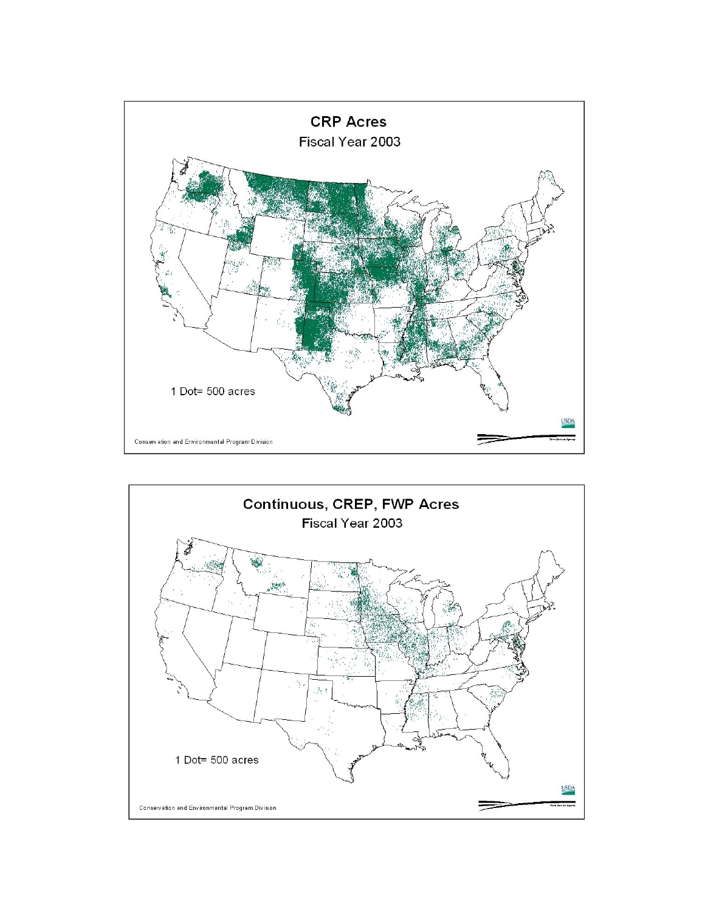## CRP Acres

Fiscal Year 2003

1 Dot= 500 acres

Conservation and Environmental Program Division

## Continuous, CREP, FWP Acres

Fiscal Year 2003

1 Dot= 500 acres

Conservation and Environmental Program Division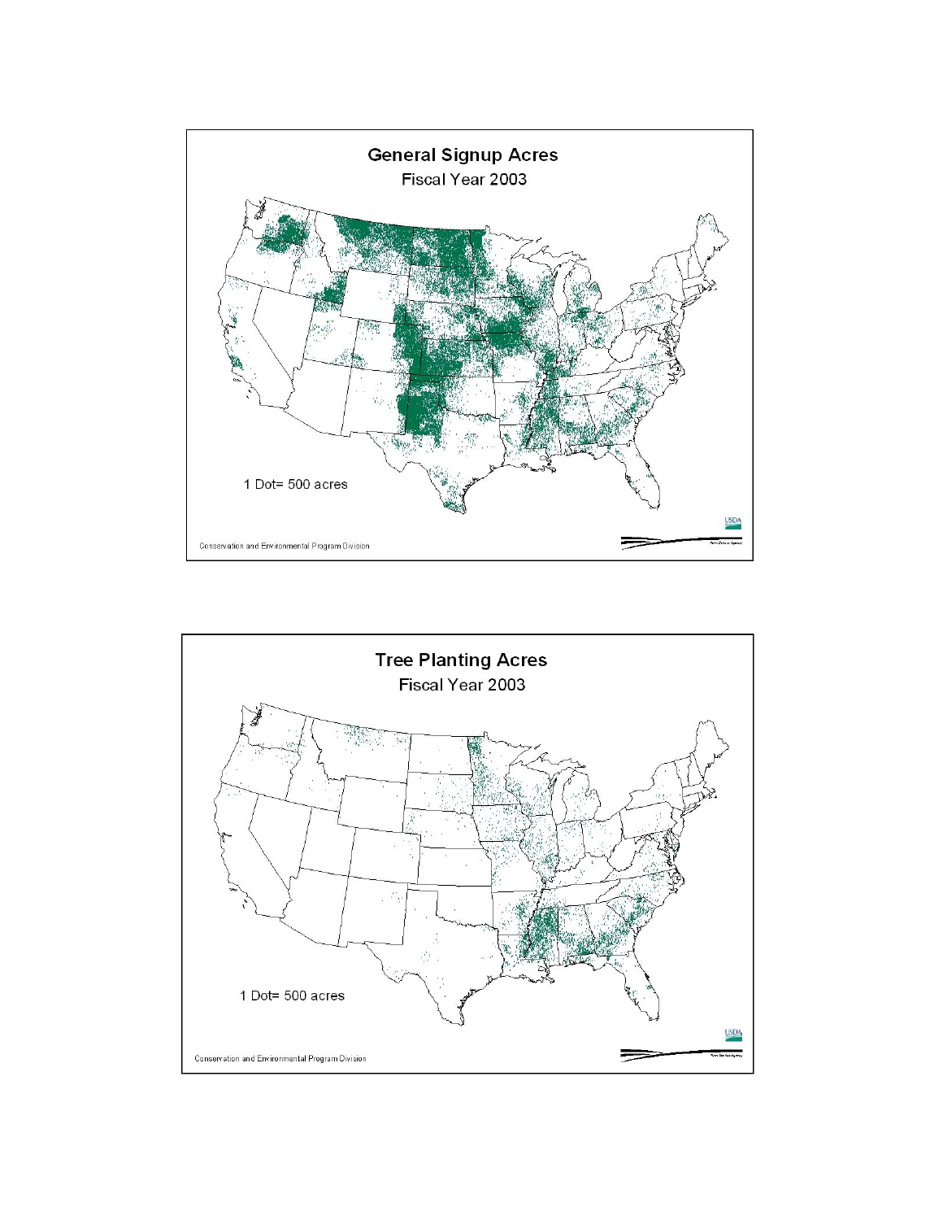## General Signup Acres

Fiscal Year 2003

1 Dot= 500 acres

Conservation and Environmental Program Division

## Tree Planting Acres

Fiscal Year 2003

1 Dot= 500 acres

Conservation and Environmental Program Division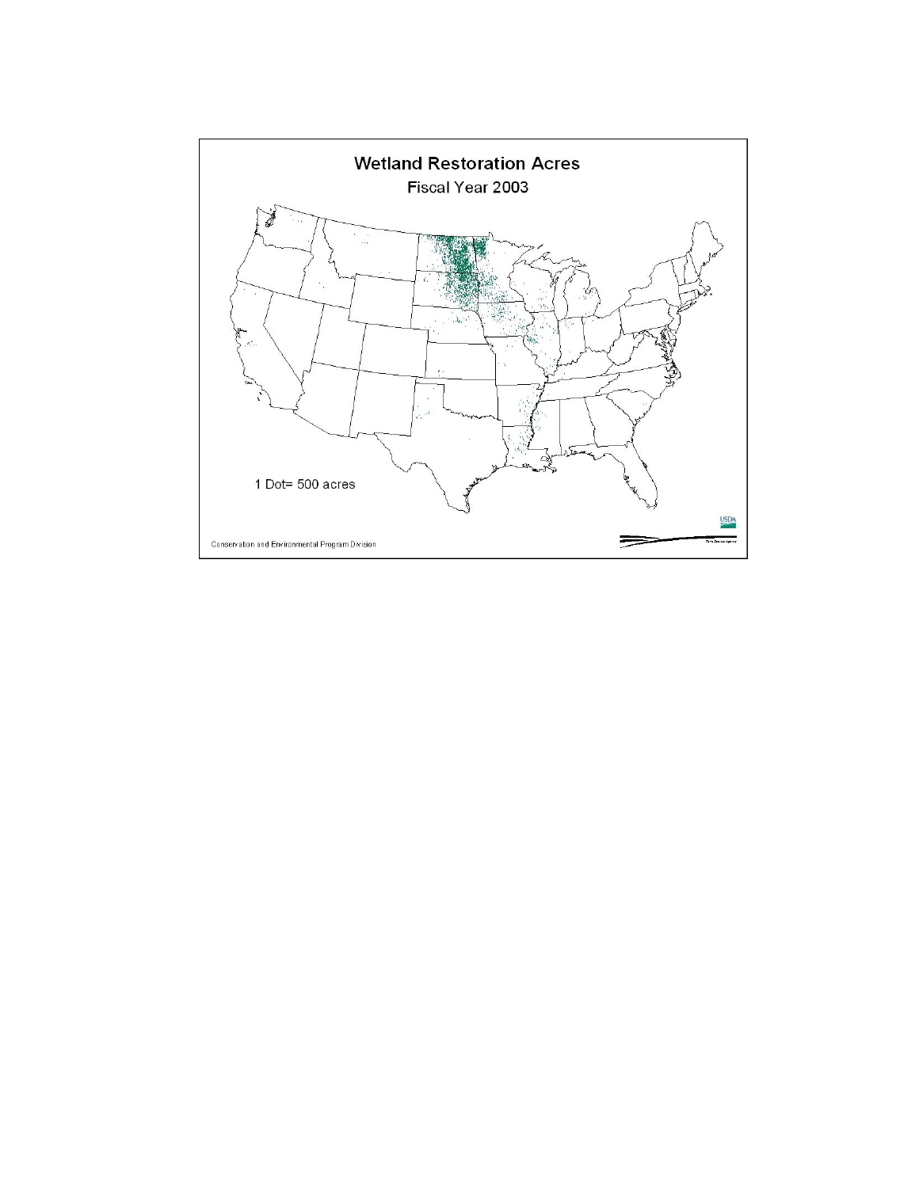# Wetland Restoration Acres

Fiscal Year 2003

1 Dot= 500 acres

Conservation and Environmental Program Division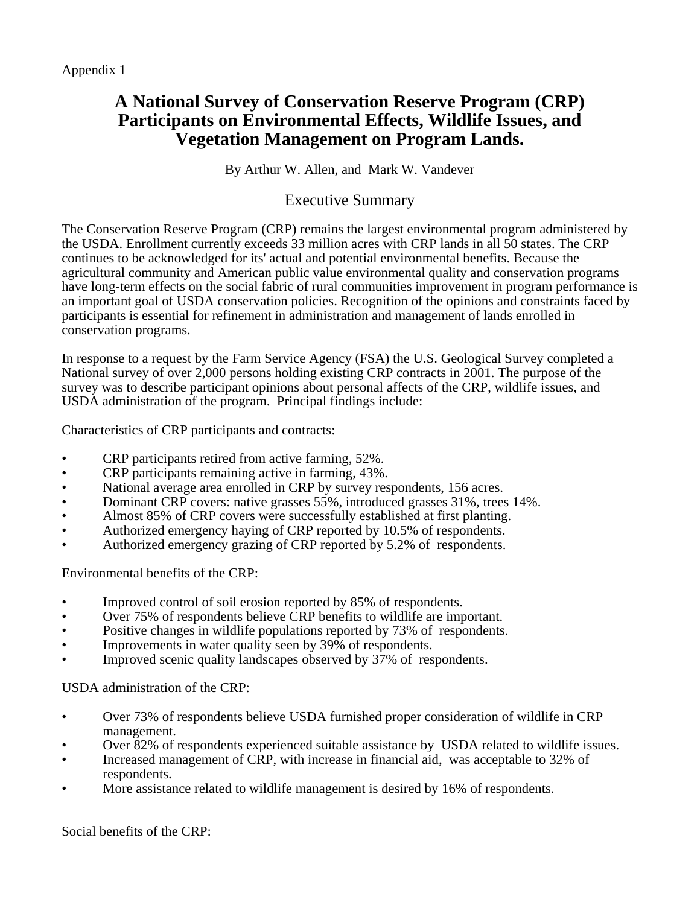Appendix 1

# A National Survey of Conservation Reserve Program (CRP) Participants on Environmental Effects, Wildlife Issues, and Vegetation Management on Program Lands.

By Arthur W. Allen, and Mark W. Vandever

## Executive Summary

The Conservation Reserve Program (CRP) remains the largest environmental program administered by the USDA. Enrollment currently exceeds 33 million acres with CRP lands in all 50 states. The CRP continues to be acknowledged for its' actual and potential environmental benefits. Because the agricultural community and American public value environmental quality and conservation programs have long-term effects on the social fabric of rural communities improvement in program performance is an important goal of USDA conservation policies. Recognition of the opinions and constraints faced by participants is essential for refinement in administration and management of lands enrolled in conservation programs.

In response to a request by the Farm Service Agency (FSA) the U.S. Geological Survey completed a National survey of over 2,000 persons holding existing CRP contracts in 2001. The purpose of the survey was to describe participant opinions about personal affects of the CRP, wildlife issues, and USDA administration of the program. Principal findings include:

Characteristics of CRP participants and contracts:

- CRP participants retired from active farming, 52%.
- CRP participants remaining active in farming, 43%.
- National average area enrolled in CRP by survey respondents, 156 acres.
- Dominant CRP covers: native grasses 55%, introduced grasses 31%, trees 14%.
- Almost 85% of CRP covers were successfully established at first planting.
- Authorized emergency haying of CRP reported by 10.5% of respondents.
- Authorized emergency grazing of CRP reported by 5.2% of respondents.

Environmental benefits of the CRP:

- Improved control of soil erosion reported by 85% of respondents.
- Over 75% of respondents believe CRP benefits to wildlife are important.
- Positive changes in wildlife populations reported by 73% of respondents.
- Improvements in water quality seen by 39% of respondents.
- Improved scenic quality landscapes observed by 37% of respondents.

USDA administration of the CRP:

- Over 73% of respondents believe USDA furnished proper consideration of wildlife in CRP management.
- Over 82% of respondents experienced suitable assistance by USDA related to wildlife issues.
- Increased management of CRP, with increase in financial aid, was acceptable to 32% of respondents.
- More assistance related to wildlife management is desired by 16% of respondents.

Social benefits of the CRP: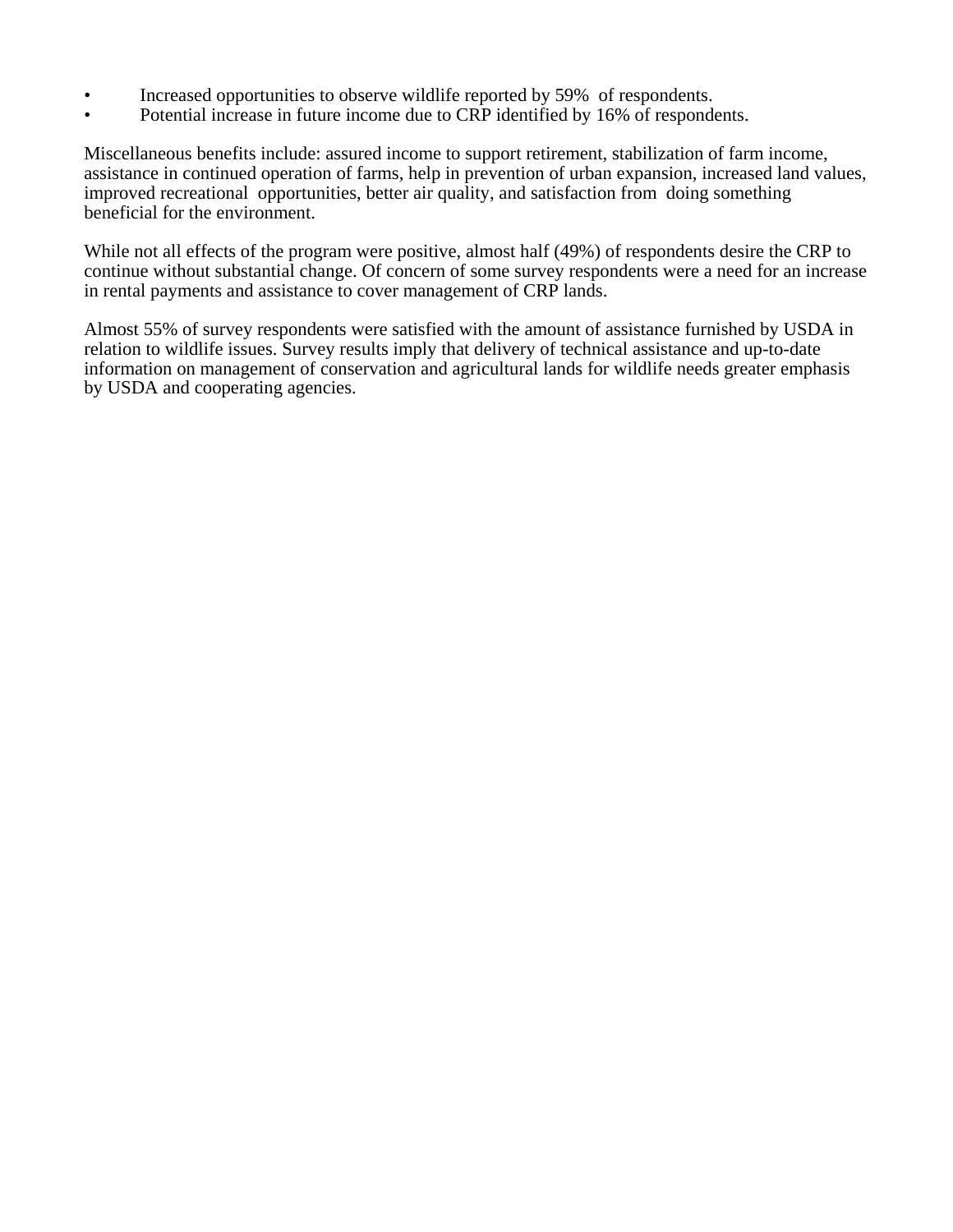- Increased opportunities to observe wildlife reported by 59% of respondents.
- Potential increase in future income due to CRP identified by 16% of respondents.

Miscellaneous benefits include: assured income to support retirement, stabilization of farm income, assistance in continued operation of farms, help in prevention of urban expansion, increased land values, improved recreational opportunities, better air quality, and satisfaction from doing something beneficial for the environment.

While not all effects of the program were positive, almost half (49%) of respondents desire the CRP to continue without substantial change. Of concern of some survey respondents were a need for an increase in rental payments and assistance to cover management of CRP lands.

Almost 55% of survey respondents were satisfied with the amount of assistance furnished by USDA in relation to wildlife issues. Survey results imply that delivery of technical assistance and up-to-date information on management of conservation and agricultural lands for wildlife needs greater emphasis by USDA and cooperating agencies.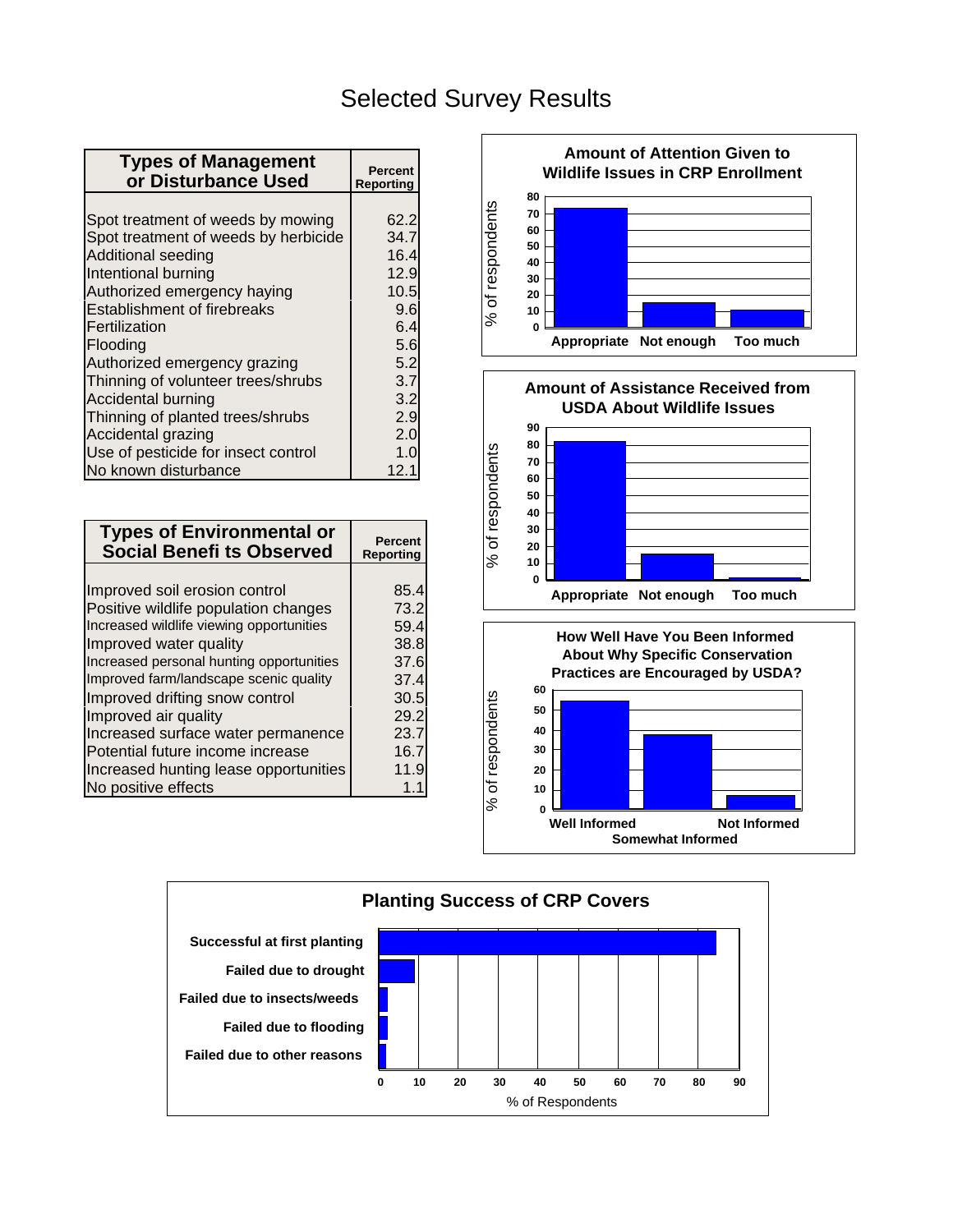# Selected Survey Results

| Types of Management or Disturbance Used | Percent Reporting |
|---|---|
| Spot treatment of weeds by mowing | 62.2 |
| Spot treatment of weeds by herbicide | 34.7 |
| Additional seeding | 16.4 |
| Intentional burning | 12.9 |
| Authorized emergency haying | 10.5 |
| Establishment of firebreaks | 9.6 |
| Fertilization | 6.4 |
| Flooding | 5.6 |
| Authorized emergency grazing | 5.2 |
| Thinning of volunteer trees/shrubs | 3.7 |
| Accidental burning | 3.2 |
| Thinning of planted trees/shrubs | 2.9 |
| Accidental grazing | 2.0 |
| Use of pesticide for insect control | 1.0 |
| No known disturbance | 12.1 |

| Types of Environmental or Social Benefi ts Observed | Percent Reporting |
|---|---|
| Improved soil erosion control | 85.4 |
| Positive wildlife population changes | 73.2 |
| Increased wildlife viewing opportunities | 59.4 |
| Improved water quality | 38.8 |
| Increased personal hunting opportunities | 37.6 |
| Improved farm/landscape scenic quality | 37.4 |
| Improved drifting snow control | 30.5 |
| Improved air quality | 29.2 |
| Increased surface water permanence | 23.7 |
| Potential future income increase | 16.7 |
| Increased hunting lease opportunities | 11.9 |
| No positive effects | 1.1 |

**Amount of Attention Given to Wildlife Issues in CRP Enrollment**

% of respondents

0 10 20 30 40 50 60 70 80

Appropriate Not enough Too much

**Amount of Assistance Received from USDA About Wildlife Issues**

% of respondents

0 10 20 30 40 50 60 70 80 90

Appropriate Not enough Too much

**How Well Have You Been Informed About Why Specific Conservation Practices are Encouraged by USDA?**

% of respondents

0 10 20 30 40 50 60

Well Informed Somewhat Informed Not Informed

**Planting Success of CRP Covers**

Successful at first planting

Failed due to drought

Failed due to insects/weeds

Failed due to flooding

Failed due to other reasons

0 10 20 30 40 50 60 70 80 90

% of Respondents